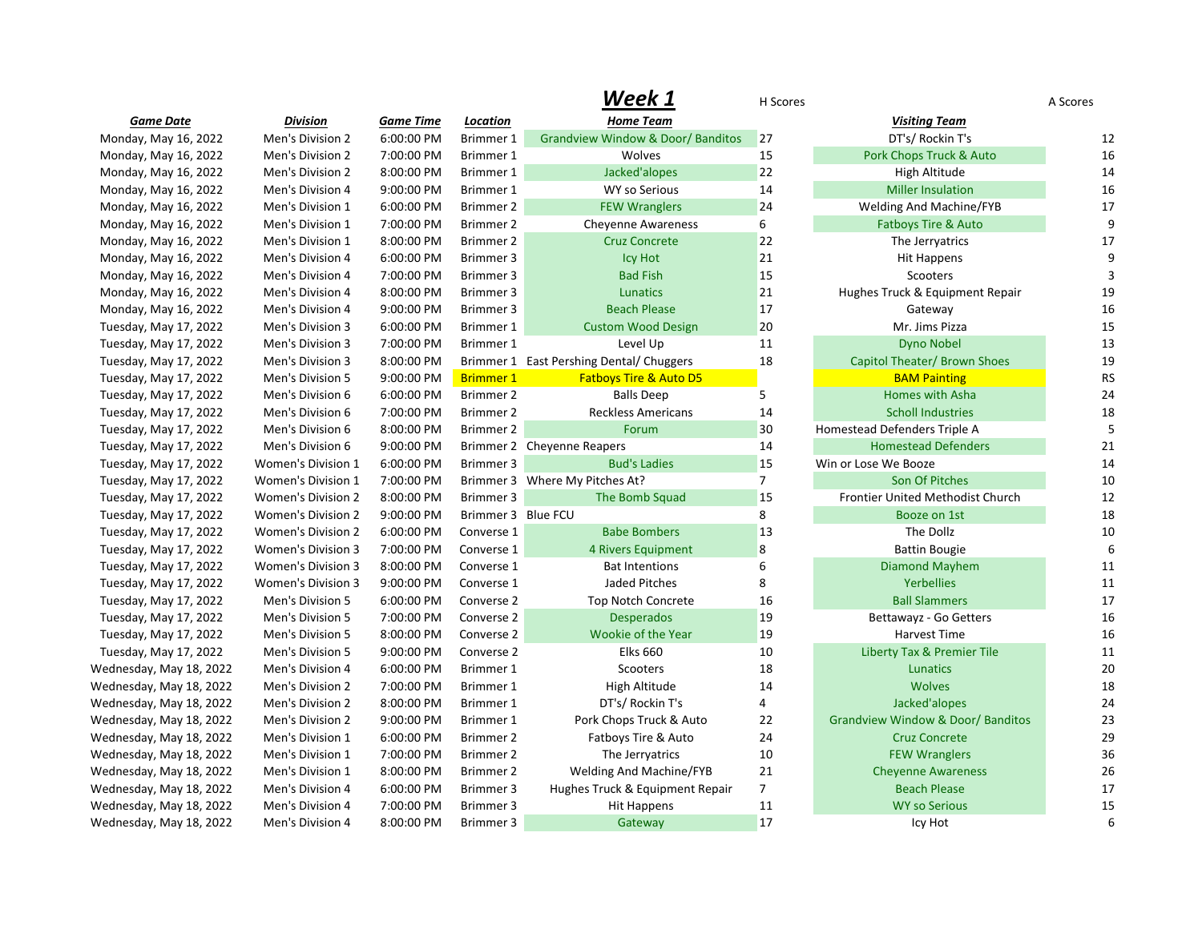# Week 1

| Game Date | Division | Game Time | Location | Home Team | H Scores | Visiting Team | A Scores |
|---|---|---|---|---|---|---|---|
| Monday, May 16, 2022 | Men's Division 2 | 6:00:00 PM | Brimmer 1 | Grandview Window & Door/ Banditos | 27 | DT's/ Rockin T's | 12 |
| Monday, May 16, 2022 | Men's Division 2 | 7:00:00 PM | Brimmer 1 | Wolves | 15 | Pork Chops Truck & Auto | 16 |
| Monday, May 16, 2022 | Men's Division 2 | 8:00:00 PM | Brimmer 1 | Jacked'alopes | 22 | High Altitude | 14 |
| Monday, May 16, 2022 | Men's Division 4 | 9:00:00 PM | Brimmer 1 | WY so Serious | 14 | Miller Insulation | 16 |
| Monday, May 16, 2022 | Men's Division 1 | 6:00:00 PM | Brimmer 2 | FEW Wranglers | 24 | Welding And Machine/FYB | 17 |
| Monday, May 16, 2022 | Men's Division 1 | 7:00:00 PM | Brimmer 2 | Cheyenne Awareness | 6 | Fatboys Tire & Auto | 9 |
| Monday, May 16, 2022 | Men's Division 1 | 8:00:00 PM | Brimmer 2 | Cruz Concrete | 22 | The Jerryatrics | 17 |
| Monday, May 16, 2022 | Men's Division 4 | 6:00:00 PM | Brimmer 3 | Icy Hot | 21 | Hit Happens | 9 |
| Monday, May 16, 2022 | Men's Division 4 | 7:00:00 PM | Brimmer 3 | Bad Fish | 15 | Scooters | 3 |
| Monday, May 16, 2022 | Men's Division 4 | 8:00:00 PM | Brimmer 3 | Lunatics | 21 | Hughes Truck & Equipment Repair | 19 |
| Monday, May 16, 2022 | Men's Division 4 | 9:00:00 PM | Brimmer 3 | Beach Please | 17 | Gateway | 16 |
| Tuesday, May 17, 2022 | Men's Division 3 | 6:00:00 PM | Brimmer 1 | Custom Wood Design | 20 | Mr. Jims Pizza | 15 |
| Tuesday, May 17, 2022 | Men's Division 3 | 7:00:00 PM | Brimmer 1 | Level Up | 11 | Dyno Nobel | 13 |
| Tuesday, May 17, 2022 | Men's Division 3 | 8:00:00 PM | Brimmer 1 | East Pershing Dental/ Chuggers | 18 | Capitol Theater/ Brown Shoes | 19 |
| Tuesday, May 17, 2022 | Men's Division 5 | 9:00:00 PM | Brimmer 1 | Fatboys Tire & Auto D5 | | BAM Painting | RS |
| Tuesday, May 17, 2022 | Men's Division 6 | 6:00:00 PM | Brimmer 2 | Balls Deep | 5 | Homes with Asha | 24 |
| Tuesday, May 17, 2022 | Men's Division 6 | 7:00:00 PM | Brimmer 2 | Reckless Americans | 14 | Scholl Industries | 18 |
| Tuesday, May 17, 2022 | Men's Division 6 | 8:00:00 PM | Brimmer 2 | Forum | 30 | Homestead Defenders Triple A | 5 |
| Tuesday, May 17, 2022 | Men's Division 6 | 9:00:00 PM | Brimmer 2 | Cheyenne Reapers | 14 | Homestead Defenders | 21 |
| Tuesday, May 17, 2022 | Women's Division 1 | 6:00:00 PM | Brimmer 3 | Bud's Ladies | 15 | Win or Lose We Booze | 14 |
| Tuesday, May 17, 2022 | Women's Division 1 | 7:00:00 PM | Brimmer 3 | Where My Pitches At? | 7 | Son Of Pitches | 10 |
| Tuesday, May 17, 2022 | Women's Division 2 | 8:00:00 PM | Brimmer 3 | The Bomb Squad | 15 | Frontier United Methodist Church | 12 |
| Tuesday, May 17, 2022 | Women's Division 2 | 9:00:00 PM | Brimmer 3 | Blue FCU | 8 | Booze on 1st | 18 |
| Tuesday, May 17, 2022 | Women's Division 2 | 6:00:00 PM | Converse 1 | Babe Bombers | 13 | The Dollz | 10 |
| Tuesday, May 17, 2022 | Women's Division 3 | 7:00:00 PM | Converse 1 | 4 Rivers Equipment | 8 | Battin Bougie | 6 |
| Tuesday, May 17, 2022 | Women's Division 3 | 8:00:00 PM | Converse 1 | Bat Intentions | 6 | Diamond Mayhem | 11 |
| Tuesday, May 17, 2022 | Women's Division 3 | 9:00:00 PM | Converse 1 | Jaded Pitches | 8 | Yerbellies | 11 |
| Tuesday, May 17, 2022 | Men's Division 5 | 6:00:00 PM | Converse 2 | Top Notch Concrete | 16 | Ball Slammers | 17 |
| Tuesday, May 17, 2022 | Men's Division 5 | 7:00:00 PM | Converse 2 | Desperados | 19 | Bettawayz - Go Getters | 16 |
| Tuesday, May 17, 2022 | Men's Division 5 | 8:00:00 PM | Converse 2 | Wookie of the Year | 19 | Harvest Time | 16 |
| Tuesday, May 17, 2022 | Men's Division 5 | 9:00:00 PM | Converse 2 | Elks 660 | 10 | Liberty Tax & Premier Tile | 11 |
| Wednesday, May 18, 2022 | Men's Division 4 | 6:00:00 PM | Brimmer 1 | Scooters | 18 | Lunatics | 20 |
| Wednesday, May 18, 2022 | Men's Division 2 | 7:00:00 PM | Brimmer 1 | High Altitude | 14 | Wolves | 18 |
| Wednesday, May 18, 2022 | Men's Division 2 | 8:00:00 PM | Brimmer 1 | DT's/ Rockin T's | 4 | Jacked'alopes | 24 |
| Wednesday, May 18, 2022 | Men's Division 2 | 9:00:00 PM | Brimmer 1 | Pork Chops Truck & Auto | 22 | Grandview Window & Door/ Banditos | 23 |
| Wednesday, May 18, 2022 | Men's Division 1 | 6:00:00 PM | Brimmer 2 | Fatboys Tire & Auto | 24 | Cruz Concrete | 29 |
| Wednesday, May 18, 2022 | Men's Division 1 | 7:00:00 PM | Brimmer 2 | The Jerryatrics | 10 | FEW Wranglers | 36 |
| Wednesday, May 18, 2022 | Men's Division 1 | 8:00:00 PM | Brimmer 2 | Welding And Machine/FYB | 21 | Cheyenne Awareness | 26 |
| Wednesday, May 18, 2022 | Men's Division 4 | 6:00:00 PM | Brimmer 3 | Hughes Truck & Equipment Repair | 7 | Beach Please | 17 |
| Wednesday, May 18, 2022 | Men's Division 4 | 7:00:00 PM | Brimmer 3 | Hit Happens | 11 | WY so Serious | 15 |
| Wednesday, May 18, 2022 | Men's Division 4 | 8:00:00 PM | Brimmer 3 | Gateway | 17 | Icy Hot | 6 |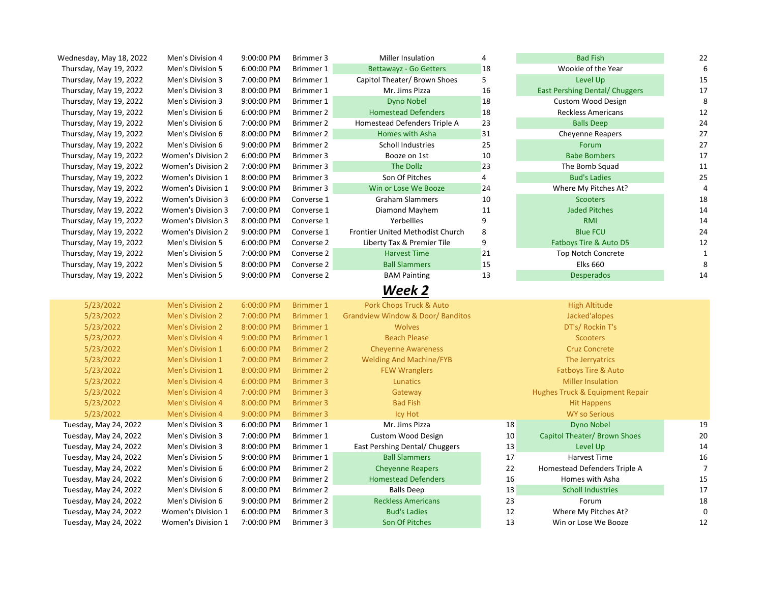| | | | | | | | |
|---|---|---|---|---|---|---|---|
| Wednesday, May 18, 2022 | Men's Division 4 | 9:00:00 PM | Brimmer 3 | Miller Insulation | 4 | Bad Fish | 22 |
| Thursday, May 19, 2022 | Men's Division 5 | 6:00:00 PM | Brimmer 1 | Bettawayz - Go Getters | 18 | Wookie of the Year | 6 |
| Thursday, May 19, 2022 | Men's Division 3 | 7:00:00 PM | Brimmer 1 | Capitol Theater/ Brown Shoes | 5 | Level Up | 15 |
| Thursday, May 19, 2022 | Men's Division 3 | 8:00:00 PM | Brimmer 1 | Mr. Jims Pizza | 16 | East Pershing Dental/ Chuggers | 17 |
| Thursday, May 19, 2022 | Men's Division 3 | 9:00:00 PM | Brimmer 1 | Dyno Nobel | 18 | Custom Wood Design | 8 |
| Thursday, May 19, 2022 | Men's Division 6 | 6:00:00 PM | Brimmer 2 | Homestead Defenders | 18 | Reckless Americans | 12 |
| Thursday, May 19, 2022 | Men's Division 6 | 7:00:00 PM | Brimmer 2 | Homestead Defenders Triple A | 23 | Balls Deep | 24 |
| Thursday, May 19, 2022 | Men's Division 6 | 8:00:00 PM | Brimmer 2 | Homes with Asha | 31 | Cheyenne Reapers | 27 |
| Thursday, May 19, 2022 | Men's Division 6 | 9:00:00 PM | Brimmer 2 | Scholl Industries | 25 | Forum | 27 |
| Thursday, May 19, 2022 | Women's Division 2 | 6:00:00 PM | Brimmer 3 | Booze on 1st | 10 | Babe Bombers | 17 |
| Thursday, May 19, 2022 | Women's Division 2 | 7:00:00 PM | Brimmer 3 | The Dollz | 23 | The Bomb Squad | 11 |
| Thursday, May 19, 2022 | Women's Division 1 | 8:00:00 PM | Brimmer 3 | Son Of Pitches | 4 | Bud's Ladies | 25 |
| Thursday, May 19, 2022 | Women's Division 1 | 9:00:00 PM | Brimmer 3 | Win or Lose We Booze | 24 | Where My Pitches At? | 4 |
| Thursday, May 19, 2022 | Women's Division 3 | 6:00:00 PM | Converse 1 | Graham Slammers | 10 | Scooters | 18 |
| Thursday, May 19, 2022 | Women's Division 3 | 7:00:00 PM | Converse 1 | Diamond Mayhem | 11 | Jaded Pitches | 14 |
| Thursday, May 19, 2022 | Women's Division 3 | 8:00:00 PM | Converse 1 | Yerbellies | 9 | RMI | 14 |
| Thursday, May 19, 2022 | Women's Division 2 | 9:00:00 PM | Converse 1 | Frontier United Methodist Church | 8 | Blue FCU | 24 |
| Thursday, May 19, 2022 | Men's Division 5 | 6:00:00 PM | Converse 2 | Liberty Tax & Premier Tile | 9 | Fatboys Tire & Auto D5 | 12 |
| Thursday, May 19, 2022 | Men's Division 5 | 7:00:00 PM | Converse 2 | Harvest Time | 21 | Top Notch Concrete | 1 |
| Thursday, May 19, 2022 | Men's Division 5 | 8:00:00 PM | Converse 2 | Ball Slammers | 15 | Elks 660 | 8 |
| Thursday, May 19, 2022 | Men's Division 5 | 9:00:00 PM | Converse 2 | BAM Painting | 13 | Desperados | 14 |

## ***Week 2***

| | | | | | | | |
|---|---|---|---|---|---|---|---|
| 5/23/2022 | Men's Division 2 | 6:00:00 PM | Brimmer 1 | Pork Chops Truck & Auto | | High Altitude | |
| 5/23/2022 | Men's Division 2 | 7:00:00 PM | Brimmer 1 | Grandview Window & Door/ Banditos | | Jacked'alopes | |
| 5/23/2022 | Men's Division 2 | 8:00:00 PM | Brimmer 1 | Wolves | | DT's/ Rockin T's | |
| 5/23/2022 | Men's Division 4 | 9:00:00 PM | Brimmer 1 | Beach Please | | Scooters | |
| 5/23/2022 | Men's Division 1 | 6:00:00 PM | Brimmer 2 | Cheyenne Awareness | | Cruz Concrete | |
| 5/23/2022 | Men's Division 1 | 7:00:00 PM | Brimmer 2 | Welding And Machine/FYB | | The Jerryatrics | |
| 5/23/2022 | Men's Division 1 | 8:00:00 PM | Brimmer 2 | FEW Wranglers | | Fatboys Tire & Auto | |
| 5/23/2022 | Men's Division 4 | 6:00:00 PM | Brimmer 3 | Lunatics | | Miller Insulation | |
| 5/23/2022 | Men's Division 4 | 7:00:00 PM | Brimmer 3 | Gateway | | Hughes Truck & Equipment Repair | |
| 5/23/2022 | Men's Division 4 | 8:00:00 PM | Brimmer 3 | Bad Fish | | Hit Happens | |
| 5/23/2022 | Men's Division 4 | 9:00:00 PM | Brimmer 3 | Icy Hot | | WY so Serious | |
| Tuesday, May 24, 2022 | Men's Division 3 | 6:00:00 PM | Brimmer 1 | Mr. Jims Pizza | 18 | Dyno Nobel | 19 |
| Tuesday, May 24, 2022 | Men's Division 3 | 7:00:00 PM | Brimmer 1 | Custom Wood Design | 10 | Capitol Theater/ Brown Shoes | 20 |
| Tuesday, May 24, 2022 | Men's Division 3 | 8:00:00 PM | Brimmer 1 | East Pershing Dental/ Chuggers | 13 | Level Up | 14 |
| Tuesday, May 24, 2022 | Men's Division 5 | 9:00:00 PM | Brimmer 1 | Ball Slammers | 17 | Harvest Time | 16 |
| Tuesday, May 24, 2022 | Men's Division 6 | 6:00:00 PM | Brimmer 2 | Cheyenne Reapers | 22 | Homestead Defenders Triple A | 7 |
| Tuesday, May 24, 2022 | Men's Division 6 | 7:00:00 PM | Brimmer 2 | Homestead Defenders | 16 | Homes with Asha | 15 |
| Tuesday, May 24, 2022 | Men's Division 6 | 8:00:00 PM | Brimmer 2 | Balls Deep | 13 | Scholl Industries | 17 |
| Tuesday, May 24, 2022 | Men's Division 6 | 9:00:00 PM | Brimmer 2 | Reckless Americans | 23 | Forum | 18 |
| Tuesday, May 24, 2022 | Women's Division 1 | 6:00:00 PM | Brimmer 3 | Bud's Ladies | 12 | Where My Pitches At? | 0 |
| Tuesday, May 24, 2022 | Women's Division 1 | 7:00:00 PM | Brimmer 3 | Son Of Pitches | 13 | Win or Lose We Booze | 12 |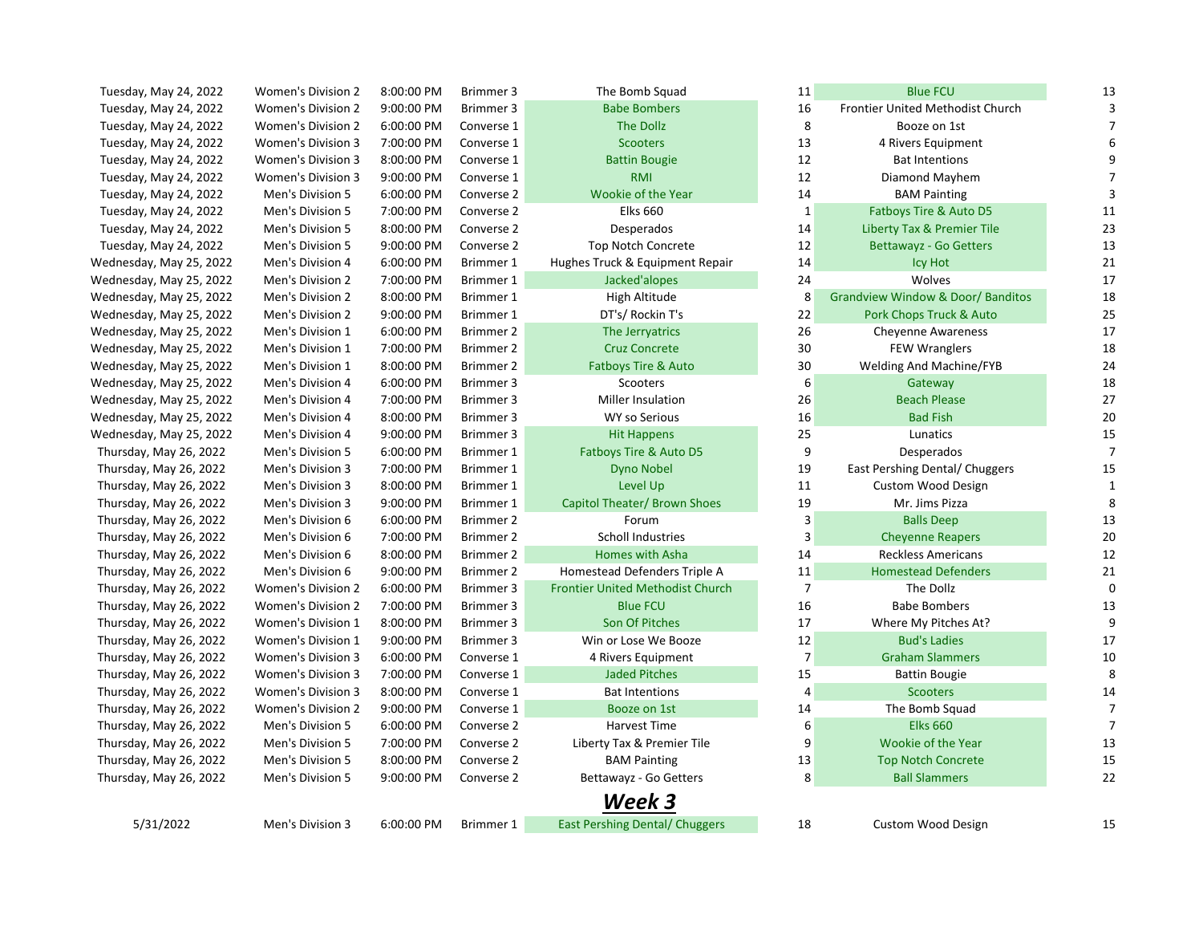| | | | | | | | |
|---|---|---|---|---|---|---|---|
| Tuesday, May 24, 2022 | Women's Division 2 | 8:00:00 PM | Brimmer 3 | The Bomb Squad | 11 | Blue FCU | 13 |
| Tuesday, May 24, 2022 | Women's Division 2 | 9:00:00 PM | Brimmer 3 | Babe Bombers | 16 | Frontier United Methodist Church | 3 |
| Tuesday, May 24, 2022 | Women's Division 2 | 6:00:00 PM | Converse 1 | The Dollz | 8 | Booze on 1st | 7 |
| Tuesday, May 24, 2022 | Women's Division 3 | 7:00:00 PM | Converse 1 | Scooters | 13 | 4 Rivers Equipment | 6 |
| Tuesday, May 24, 2022 | Women's Division 3 | 8:00:00 PM | Converse 1 | Battin Bougie | 12 | Bat Intentions | 9 |
| Tuesday, May 24, 2022 | Women's Division 3 | 9:00:00 PM | Converse 1 | RMI | 12 | Diamond Mayhem | 7 |
| Tuesday, May 24, 2022 | Men's Division 5 | 6:00:00 PM | Converse 2 | Wookie of the Year | 14 | BAM Painting | 3 |
| Tuesday, May 24, 2022 | Men's Division 5 | 7:00:00 PM | Converse 2 | Elks 660 | 1 | Fatboys Tire & Auto D5 | 11 |
| Tuesday, May 24, 2022 | Men's Division 5 | 8:00:00 PM | Converse 2 | Desperados | 14 | Liberty Tax & Premier Tile | 23 |
| Tuesday, May 24, 2022 | Men's Division 5 | 9:00:00 PM | Converse 2 | Top Notch Concrete | 12 | Bettawayz - Go Getters | 13 |
| Wednesday, May 25, 2022 | Men's Division 4 | 6:00:00 PM | Brimmer 1 | Hughes Truck & Equipment Repair | 14 | Icy Hot | 21 |
| Wednesday, May 25, 2022 | Men's Division 2 | 7:00:00 PM | Brimmer 1 | Jacked'alopes | 24 | Wolves | 17 |
| Wednesday, May 25, 2022 | Men's Division 2 | 8:00:00 PM | Brimmer 1 | High Altitude | 8 | Grandview Window & Door/ Banditos | 18 |
| Wednesday, May 25, 2022 | Men's Division 2 | 9:00:00 PM | Brimmer 1 | DT's/ Rockin T's | 22 | Pork Chops Truck & Auto | 25 |
| Wednesday, May 25, 2022 | Men's Division 1 | 6:00:00 PM | Brimmer 2 | The Jerryatrics | 26 | Cheyenne Awareness | 17 |
| Wednesday, May 25, 2022 | Men's Division 1 | 7:00:00 PM | Brimmer 2 | Cruz Concrete | 30 | FEW Wranglers | 18 |
| Wednesday, May 25, 2022 | Men's Division 1 | 8:00:00 PM | Brimmer 2 | Fatboys Tire & Auto | 30 | Welding And Machine/FYB | 24 |
| Wednesday, May 25, 2022 | Men's Division 4 | 6:00:00 PM | Brimmer 3 | Scooters | 6 | Gateway | 18 |
| Wednesday, May 25, 2022 | Men's Division 4 | 7:00:00 PM | Brimmer 3 | Miller Insulation | 26 | Beach Please | 27 |
| Wednesday, May 25, 2022 | Men's Division 4 | 8:00:00 PM | Brimmer 3 | WY so Serious | 16 | Bad Fish | 20 |
| Wednesday, May 25, 2022 | Men's Division 4 | 9:00:00 PM | Brimmer 3 | Hit Happens | 25 | Lunatics | 15 |
| Thursday, May 26, 2022 | Men's Division 5 | 6:00:00 PM | Brimmer 1 | Fatboys Tire & Auto D5 | 9 | Desperados | 7 |
| Thursday, May 26, 2022 | Men's Division 3 | 7:00:00 PM | Brimmer 1 | Dyno Nobel | 19 | East Pershing Dental/ Chuggers | 15 |
| Thursday, May 26, 2022 | Men's Division 3 | 8:00:00 PM | Brimmer 1 | Level Up | 11 | Custom Wood Design | 1 |
| Thursday, May 26, 2022 | Men's Division 3 | 9:00:00 PM | Brimmer 1 | Capitol Theater/ Brown Shoes | 19 | Mr. Jims Pizza | 8 |
| Thursday, May 26, 2022 | Men's Division 6 | 6:00:00 PM | Brimmer 2 | Forum | 3 | Balls Deep | 13 |
| Thursday, May 26, 2022 | Men's Division 6 | 7:00:00 PM | Brimmer 2 | Scholl Industries | 3 | Cheyenne Reapers | 20 |
| Thursday, May 26, 2022 | Men's Division 6 | 8:00:00 PM | Brimmer 2 | Homes with Asha | 14 | Reckless Americans | 12 |
| Thursday, May 26, 2022 | Men's Division 6 | 9:00:00 PM | Brimmer 2 | Homestead Defenders Triple A | 11 | Homestead Defenders | 21 |
| Thursday, May 26, 2022 | Women's Division 2 | 6:00:00 PM | Brimmer 3 | Frontier United Methodist Church | 7 | The Dollz | 0 |
| Thursday, May 26, 2022 | Women's Division 2 | 7:00:00 PM | Brimmer 3 | Blue FCU | 16 | Babe Bombers | 13 |
| Thursday, May 26, 2022 | Women's Division 1 | 8:00:00 PM | Brimmer 3 | Son Of Pitches | 17 | Where My Pitches At? | 9 |
| Thursday, May 26, 2022 | Women's Division 1 | 9:00:00 PM | Brimmer 3 | Win or Lose We Booze | 12 | Bud's Ladies | 17 |
| Thursday, May 26, 2022 | Women's Division 3 | 6:00:00 PM | Converse 1 | 4 Rivers Equipment | 7 | Graham Slammers | 10 |
| Thursday, May 26, 2022 | Women's Division 3 | 7:00:00 PM | Converse 1 | Jaded Pitches | 15 | Battin Bougie | 8 |
| Thursday, May 26, 2022 | Women's Division 3 | 8:00:00 PM | Converse 1 | Bat Intentions | 4 | Scooters | 14 |
| Thursday, May 26, 2022 | Women's Division 2 | 9:00:00 PM | Converse 1 | Booze on 1st | 14 | The Bomb Squad | 7 |
| Thursday, May 26, 2022 | Men's Division 5 | 6:00:00 PM | Converse 2 | Harvest Time | 6 | Elks 660 | 7 |
| Thursday, May 26, 2022 | Men's Division 5 | 7:00:00 PM | Converse 2 | Liberty Tax & Premier Tile | 9 | Wookie of the Year | 13 |
| Thursday, May 26, 2022 | Men's Division 5 | 8:00:00 PM | Converse 2 | BAM Painting | 13 | Top Notch Concrete | 15 |
| Thursday, May 26, 2022 | Men's Division 5 | 9:00:00 PM | Converse 2 | Bettawayz - Go Getters | 8 | Ball Slammers | 22 |

***Week 3***

| | | | | | | | |
|---|---|---|---|---|---|---|---|
| 5/31/2022 | Men's Division 3 | 6:00:00 PM | Brimmer 1 | East Pershing Dental/ Chuggers | 18 | Custom Wood Design | 15 |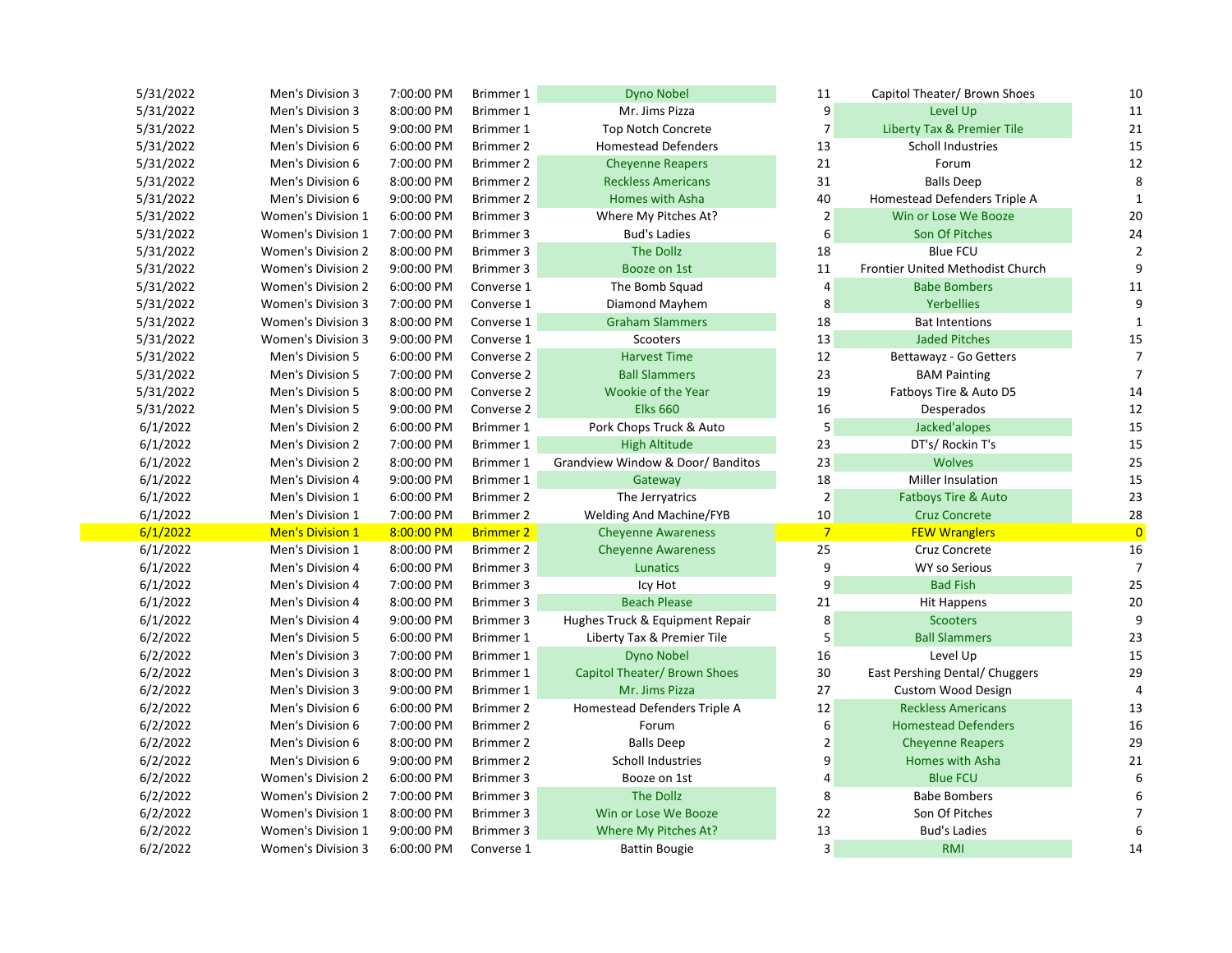| | | | | | | | |
|---|---|---|---|---|---|---|---|
| 5/31/2022 | Men's Division 3 | 7:00:00 PM | Brimmer 1 | Dyno Nobel | 11 | Capitol Theater/ Brown Shoes | 10 |
| 5/31/2022 | Men's Division 3 | 8:00:00 PM | Brimmer 1 | Mr. Jims Pizza | 9 | Level Up | 11 |
| 5/31/2022 | Men's Division 5 | 9:00:00 PM | Brimmer 1 | Top Notch Concrete | 7 | Liberty Tax & Premier Tile | 21 |
| 5/31/2022 | Men's Division 6 | 6:00:00 PM | Brimmer 2 | Homestead Defenders | 13 | Scholl Industries | 15 |
| 5/31/2022 | Men's Division 6 | 7:00:00 PM | Brimmer 2 | Cheyenne Reapers | 21 | Forum | 12 |
| 5/31/2022 | Men's Division 6 | 8:00:00 PM | Brimmer 2 | Reckless Americans | 31 | Balls Deep | 8 |
| 5/31/2022 | Men's Division 6 | 9:00:00 PM | Brimmer 2 | Homes with Asha | 40 | Homestead Defenders Triple A | 1 |
| 5/31/2022 | Women's Division 1 | 6:00:00 PM | Brimmer 3 | Where My Pitches At? | 2 | Win or Lose We Booze | 20 |
| 5/31/2022 | Women's Division 1 | 7:00:00 PM | Brimmer 3 | Bud's Ladies | 6 | Son Of Pitches | 24 |
| 5/31/2022 | Women's Division 2 | 8:00:00 PM | Brimmer 3 | The Dollz | 18 | Blue FCU | 2 |
| 5/31/2022 | Women's Division 2 | 9:00:00 PM | Brimmer 3 | Booze on 1st | 11 | Frontier United Methodist Church | 9 |
| 5/31/2022 | Women's Division 2 | 6:00:00 PM | Converse 1 | The Bomb Squad | 4 | Babe Bombers | 11 |
| 5/31/2022 | Women's Division 3 | 7:00:00 PM | Converse 1 | Diamond Mayhem | 8 | Yerbellies | 9 |
| 5/31/2022 | Women's Division 3 | 8:00:00 PM | Converse 1 | Graham Slammers | 18 | Bat Intentions | 1 |
| 5/31/2022 | Women's Division 3 | 9:00:00 PM | Converse 1 | Scooters | 13 | Jaded Pitches | 15 |
| 5/31/2022 | Men's Division 5 | 6:00:00 PM | Converse 2 | Harvest Time | 12 | Bettawayz - Go Getters | 7 |
| 5/31/2022 | Men's Division 5 | 7:00:00 PM | Converse 2 | Ball Slammers | 23 | BAM Painting | 7 |
| 5/31/2022 | Men's Division 5 | 8:00:00 PM | Converse 2 | Wookie of the Year | 19 | Fatboys Tire & Auto D5 | 14 |
| 5/31/2022 | Men's Division 5 | 9:00:00 PM | Converse 2 | Elks 660 | 16 | Desperados | 12 |
| 6/1/2022 | Men's Division 2 | 6:00:00 PM | Brimmer 1 | Pork Chops Truck & Auto | 5 | Jacked'alopes | 15 |
| 6/1/2022 | Men's Division 2 | 7:00:00 PM | Brimmer 1 | High Altitude | 23 | DT's/ Rockin T's | 15 |
| 6/1/2022 | Men's Division 2 | 8:00:00 PM | Brimmer 1 | Grandview Window & Door/ Banditos | 23 | Wolves | 25 |
| 6/1/2022 | Men's Division 4 | 9:00:00 PM | Brimmer 1 | Gateway | 18 | Miller Insulation | 15 |
| 6/1/2022 | Men's Division 1 | 6:00:00 PM | Brimmer 2 | The Jerryatrics | 2 | Fatboys Tire & Auto | 23 |
| 6/1/2022 | Men's Division 1 | 7:00:00 PM | Brimmer 2 | Welding And Machine/FYB | 10 | Cruz Concrete | 28 |
| 6/1/2022 | Men's Division 1 | 8:00:00 PM | Brimmer 2 | Cheyenne Awareness | 7 | FEW Wranglers | 0 |
| 6/1/2022 | Men's Division 1 | 8:00:00 PM | Brimmer 2 | Cheyenne Awareness | 25 | Cruz Concrete | 16 |
| 6/1/2022 | Men's Division 4 | 6:00:00 PM | Brimmer 3 | Lunatics | 9 | WY so Serious | 7 |
| 6/1/2022 | Men's Division 4 | 7:00:00 PM | Brimmer 3 | Icy Hot | 9 | Bad Fish | 25 |
| 6/1/2022 | Men's Division 4 | 8:00:00 PM | Brimmer 3 | Beach Please | 21 | Hit Happens | 20 |
| 6/1/2022 | Men's Division 4 | 9:00:00 PM | Brimmer 3 | Hughes Truck & Equipment Repair | 8 | Scooters | 9 |
| 6/2/2022 | Men's Division 5 | 6:00:00 PM | Brimmer 1 | Liberty Tax & Premier Tile | 5 | Ball Slammers | 23 |
| 6/2/2022 | Men's Division 3 | 7:00:00 PM | Brimmer 1 | Dyno Nobel | 16 | Level Up | 15 |
| 6/2/2022 | Men's Division 3 | 8:00:00 PM | Brimmer 1 | Capitol Theater/ Brown Shoes | 30 | East Pershing Dental/ Chuggers | 29 |
| 6/2/2022 | Men's Division 3 | 9:00:00 PM | Brimmer 1 | Mr. Jims Pizza | 27 | Custom Wood Design | 4 |
| 6/2/2022 | Men's Division 6 | 6:00:00 PM | Brimmer 2 | Homestead Defenders Triple A | 12 | Reckless Americans | 13 |
| 6/2/2022 | Men's Division 6 | 7:00:00 PM | Brimmer 2 | Forum | 6 | Homestead Defenders | 16 |
| 6/2/2022 | Men's Division 6 | 8:00:00 PM | Brimmer 2 | Balls Deep | 2 | Cheyenne Reapers | 29 |
| 6/2/2022 | Men's Division 6 | 9:00:00 PM | Brimmer 2 | Scholl Industries | 9 | Homes with Asha | 21 |
| 6/2/2022 | Women's Division 2 | 6:00:00 PM | Brimmer 3 | Booze on 1st | 4 | Blue FCU | 6 |
| 6/2/2022 | Women's Division 2 | 7:00:00 PM | Brimmer 3 | The Dollz | 8 | Babe Bombers | 6 |
| 6/2/2022 | Women's Division 1 | 8:00:00 PM | Brimmer 3 | Win or Lose We Booze | 22 | Son Of Pitches | 7 |
| 6/2/2022 | Women's Division 1 | 9:00:00 PM | Brimmer 3 | Where My Pitches At? | 13 | Bud's Ladies | 6 |
| 6/2/2022 | Women's Division 3 | 6:00:00 PM | Converse 1 | Battin Bougie | 3 | RMI | 14 |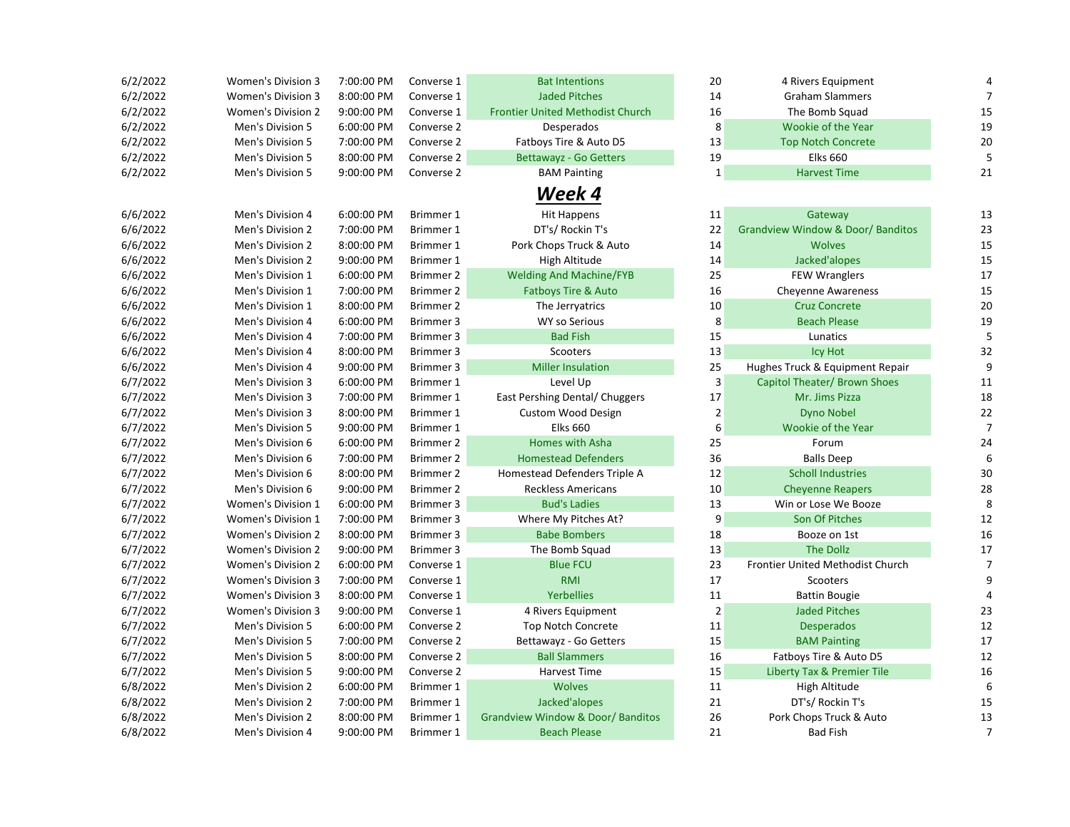| | | | | | | | |
|---|---|---|---|---|---|---|---|
| 6/2/2022 | Women's Division 3 | 7:00:00 PM | Converse 1 | Bat Intentions | 20 | 4 Rivers Equipment | 4 |
| 6/2/2022 | Women's Division 3 | 8:00:00 PM | Converse 1 | Jaded Pitches | 14 | Graham Slammers | 7 |
| 6/2/2022 | Women's Division 2 | 9:00:00 PM | Converse 1 | Frontier United Methodist Church | 16 | The Bomb Squad | 15 |
| 6/2/2022 | Men's Division 5 | 6:00:00 PM | Converse 2 | Desperados | 8 | Wookie of the Year | 19 |
| 6/2/2022 | Men's Division 5 | 7:00:00 PM | Converse 2 | Fatboys Tire & Auto D5 | 13 | Top Notch Concrete | 20 |
| 6/2/2022 | Men's Division 5 | 8:00:00 PM | Converse 2 | Bettawayz - Go Getters | 19 | Elks 660 | 5 |
| 6/2/2022 | Men's Division 5 | 9:00:00 PM | Converse 2 | BAM Painting | 1 | Harvest Time | 21 |

## ***Week 4***

| | | | | | | | |
|---|---|---|---|---|---|---|---|
| 6/6/2022 | Men's Division 4 | 6:00:00 PM | Brimmer 1 | Hit Happens | 11 | Gateway | 13 |
| 6/6/2022 | Men's Division 2 | 7:00:00 PM | Brimmer 1 | DT's/ Rockin T's | 22 | Grandview Window & Door/ Banditos | 23 |
| 6/6/2022 | Men's Division 2 | 8:00:00 PM | Brimmer 1 | Pork Chops Truck & Auto | 14 | Wolves | 15 |
| 6/6/2022 | Men's Division 2 | 9:00:00 PM | Brimmer 1 | High Altitude | 14 | Jacked'alopes | 15 |
| 6/6/2022 | Men's Division 1 | 6:00:00 PM | Brimmer 2 | Welding And Machine/FYB | 25 | FEW Wranglers | 17 |
| 6/6/2022 | Men's Division 1 | 7:00:00 PM | Brimmer 2 | Fatboys Tire & Auto | 16 | Cheyenne Awareness | 15 |
| 6/6/2022 | Men's Division 1 | 8:00:00 PM | Brimmer 2 | The Jerryatrics | 10 | Cruz Concrete | 20 |
| 6/6/2022 | Men's Division 4 | 6:00:00 PM | Brimmer 3 | WY so Serious | 8 | Beach Please | 19 |
| 6/6/2022 | Men's Division 4 | 7:00:00 PM | Brimmer 3 | Bad Fish | 15 | Lunatics | 5 |
| 6/6/2022 | Men's Division 4 | 8:00:00 PM | Brimmer 3 | Scooters | 13 | Icy Hot | 32 |
| 6/6/2022 | Men's Division 4 | 9:00:00 PM | Brimmer 3 | Miller Insulation | 25 | Hughes Truck & Equipment Repair | 9 |
| 6/7/2022 | Men's Division 3 | 6:00:00 PM | Brimmer 1 | Level Up | 3 | Capitol Theater/ Brown Shoes | 11 |
| 6/7/2022 | Men's Division 3 | 7:00:00 PM | Brimmer 1 | East Pershing Dental/ Chuggers | 17 | Mr. Jims Pizza | 18 |
| 6/7/2022 | Men's Division 3 | 8:00:00 PM | Brimmer 1 | Custom Wood Design | 2 | Dyno Nobel | 22 |
| 6/7/2022 | Men's Division 5 | 9:00:00 PM | Brimmer 1 | Elks 660 | 6 | Wookie of the Year | 7 |
| 6/7/2022 | Men's Division 6 | 6:00:00 PM | Brimmer 2 | Homes with Asha | 25 | Forum | 24 |
| 6/7/2022 | Men's Division 6 | 7:00:00 PM | Brimmer 2 | Homestead Defenders | 36 | Balls Deep | 6 |
| 6/7/2022 | Men's Division 6 | 8:00:00 PM | Brimmer 2 | Homestead Defenders Triple A | 12 | Scholl Industries | 30 |
| 6/7/2022 | Men's Division 6 | 9:00:00 PM | Brimmer 2 | Reckless Americans | 10 | Cheyenne Reapers | 28 |
| 6/7/2022 | Women's Division 1 | 6:00:00 PM | Brimmer 3 | Bud's Ladies | 13 | Win or Lose We Booze | 8 |
| 6/7/2022 | Women's Division 1 | 7:00:00 PM | Brimmer 3 | Where My Pitches At? | 9 | Son Of Pitches | 12 |
| 6/7/2022 | Women's Division 2 | 8:00:00 PM | Brimmer 3 | Babe Bombers | 18 | Booze on 1st | 16 |
| 6/7/2022 | Women's Division 2 | 9:00:00 PM | Brimmer 3 | The Bomb Squad | 13 | The Dollz | 17 |
| 6/7/2022 | Women's Division 2 | 6:00:00 PM | Converse 1 | Blue FCU | 23 | Frontier United Methodist Church | 7 |
| 6/7/2022 | Women's Division 3 | 7:00:00 PM | Converse 1 | RMI | 17 | Scooters | 9 |
| 6/7/2022 | Women's Division 3 | 8:00:00 PM | Converse 1 | Yerbellies | 11 | Battin Bougie | 4 |
| 6/7/2022 | Women's Division 3 | 9:00:00 PM | Converse 1 | 4 Rivers Equipment | 2 | Jaded Pitches | 23 |
| 6/7/2022 | Men's Division 5 | 6:00:00 PM | Converse 2 | Top Notch Concrete | 11 | Desperados | 12 |
| 6/7/2022 | Men's Division 5 | 7:00:00 PM | Converse 2 | Bettawayz - Go Getters | 15 | BAM Painting | 17 |
| 6/7/2022 | Men's Division 5 | 8:00:00 PM | Converse 2 | Ball Slammers | 16 | Fatboys Tire & Auto D5 | 12 |
| 6/7/2022 | Men's Division 5 | 9:00:00 PM | Converse 2 | Harvest Time | 15 | Liberty Tax & Premier Tile | 16 |
| 6/8/2022 | Men's Division 2 | 6:00:00 PM | Brimmer 1 | Wolves | 11 | High Altitude | 6 |
| 6/8/2022 | Men's Division 2 | 7:00:00 PM | Brimmer 1 | Jacked'alopes | 21 | DT's/ Rockin T's | 15 |
| 6/8/2022 | Men's Division 2 | 8:00:00 PM | Brimmer 1 | Grandview Window & Door/ Banditos | 26 | Pork Chops Truck & Auto | 13 |
| 6/8/2022 | Men's Division 4 | 9:00:00 PM | Brimmer 1 | Beach Please | 21 | Bad Fish | 7 |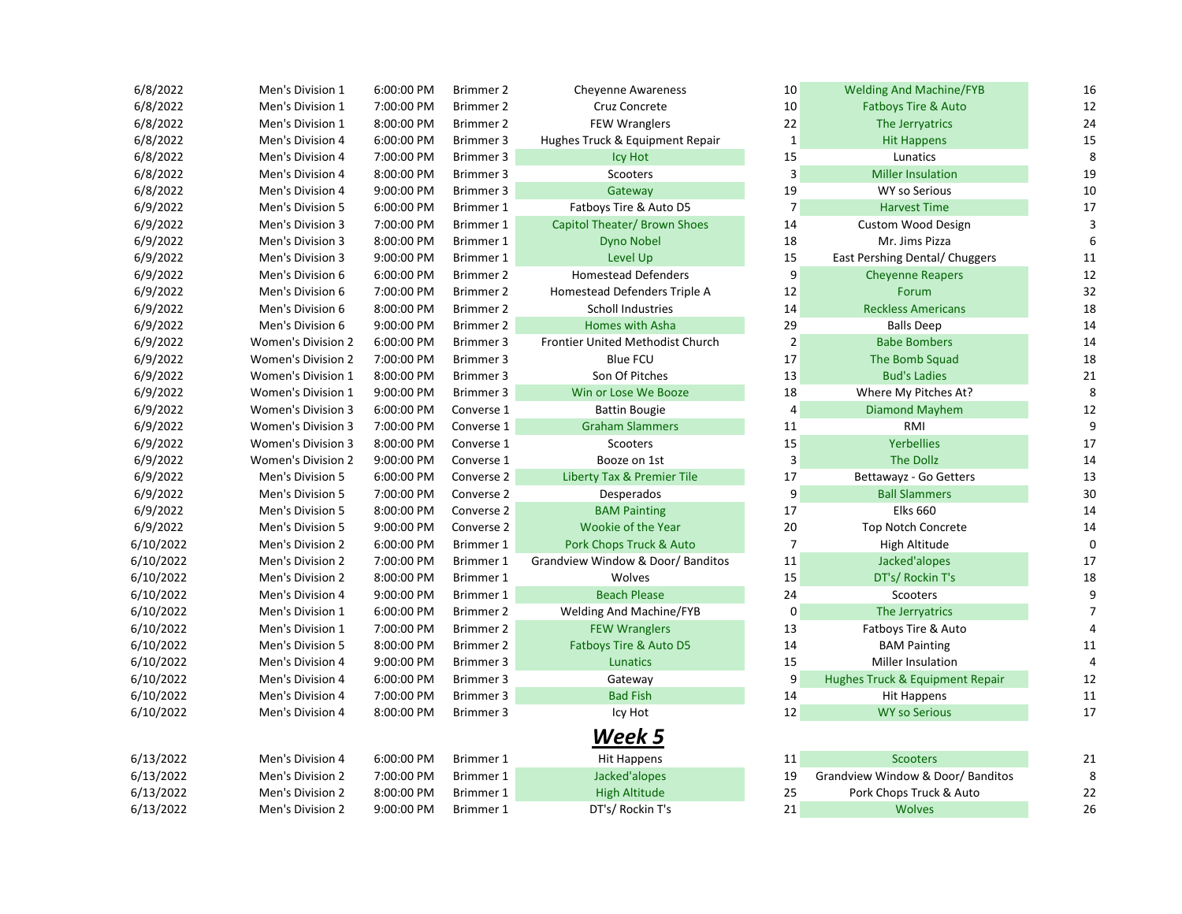| | | | | | | | |
|---|---|---|---|---|---|---|---|
| 6/8/2022 | Men's Division 1 | 6:00:00 PM | Brimmer 2 | Cheyenne Awareness | 10 | Welding And Machine/FYB | 16 |
| 6/8/2022 | Men's Division 1 | 7:00:00 PM | Brimmer 2 | Cruz Concrete | 10 | Fatboys Tire & Auto | 12 |
| 6/8/2022 | Men's Division 1 | 8:00:00 PM | Brimmer 2 | FEW Wranglers | 22 | The Jerryatrics | 24 |
| 6/8/2022 | Men's Division 4 | 6:00:00 PM | Brimmer 3 | Hughes Truck & Equipment Repair | 1 | Hit Happens | 15 |
| 6/8/2022 | Men's Division 4 | 7:00:00 PM | Brimmer 3 | Icy Hot | 15 | Lunatics | 8 |
| 6/8/2022 | Men's Division 4 | 8:00:00 PM | Brimmer 3 | Scooters | 3 | Miller Insulation | 19 |
| 6/8/2022 | Men's Division 4 | 9:00:00 PM | Brimmer 3 | Gateway | 19 | WY so Serious | 10 |
| 6/9/2022 | Men's Division 5 | 6:00:00 PM | Brimmer 1 | Fatboys Tire & Auto D5 | 7 | Harvest Time | 17 |
| 6/9/2022 | Men's Division 3 | 7:00:00 PM | Brimmer 1 | Capitol Theater/ Brown Shoes | 14 | Custom Wood Design | 3 |
| 6/9/2022 | Men's Division 3 | 8:00:00 PM | Brimmer 1 | Dyno Nobel | 18 | Mr. Jims Pizza | 6 |
| 6/9/2022 | Men's Division 3 | 9:00:00 PM | Brimmer 1 | Level Up | 15 | East Pershing Dental/ Chuggers | 11 |
| 6/9/2022 | Men's Division 6 | 6:00:00 PM | Brimmer 2 | Homestead Defenders | 9 | Cheyenne Reapers | 12 |
| 6/9/2022 | Men's Division 6 | 7:00:00 PM | Brimmer 2 | Homestead Defenders Triple A | 12 | Forum | 32 |
| 6/9/2022 | Men's Division 6 | 8:00:00 PM | Brimmer 2 | Scholl Industries | 14 | Reckless Americans | 18 |
| 6/9/2022 | Men's Division 6 | 9:00:00 PM | Brimmer 2 | Homes with Asha | 29 | Balls Deep | 14 |
| 6/9/2022 | Women's Division 2 | 6:00:00 PM | Brimmer 3 | Frontier United Methodist Church | 2 | Babe Bombers | 14 |
| 6/9/2022 | Women's Division 2 | 7:00:00 PM | Brimmer 3 | Blue FCU | 17 | The Bomb Squad | 18 |
| 6/9/2022 | Women's Division 1 | 8:00:00 PM | Brimmer 3 | Son Of Pitches | 13 | Bud's Ladies | 21 |
| 6/9/2022 | Women's Division 1 | 9:00:00 PM | Brimmer 3 | Win or Lose We Booze | 18 | Where My Pitches At? | 8 |
| 6/9/2022 | Women's Division 3 | 6:00:00 PM | Converse 1 | Battin Bougie | 4 | Diamond Mayhem | 12 |
| 6/9/2022 | Women's Division 3 | 7:00:00 PM | Converse 1 | Graham Slammers | 11 | RMI | 9 |
| 6/9/2022 | Women's Division 3 | 8:00:00 PM | Converse 1 | Scooters | 15 | Yerbellies | 17 |
| 6/9/2022 | Women's Division 2 | 9:00:00 PM | Converse 1 | Booze on 1st | 3 | The Dollz | 14 |
| 6/9/2022 | Men's Division 5 | 6:00:00 PM | Converse 2 | Liberty Tax & Premier Tile | 17 | Bettawayz - Go Getters | 13 |
| 6/9/2022 | Men's Division 5 | 7:00:00 PM | Converse 2 | Desperados | 9 | Ball Slammers | 30 |
| 6/9/2022 | Men's Division 5 | 8:00:00 PM | Converse 2 | BAM Painting | 17 | Elks 660 | 14 |
| 6/9/2022 | Men's Division 5 | 9:00:00 PM | Converse 2 | Wookie of the Year | 20 | Top Notch Concrete | 14 |
| 6/10/2022 | Men's Division 2 | 6:00:00 PM | Brimmer 1 | Pork Chops Truck & Auto | 7 | High Altitude | 0 |
| 6/10/2022 | Men's Division 2 | 7:00:00 PM | Brimmer 1 | Grandview Window & Door/ Banditos | 11 | Jacked'alopes | 17 |
| 6/10/2022 | Men's Division 2 | 8:00:00 PM | Brimmer 1 | Wolves | 15 | DT's/ Rockin T's | 18 |
| 6/10/2022 | Men's Division 4 | 9:00:00 PM | Brimmer 1 | Beach Please | 24 | Scooters | 9 |
| 6/10/2022 | Men's Division 1 | 6:00:00 PM | Brimmer 2 | Welding And Machine/FYB | 0 | The Jerryatrics | 7 |
| 6/10/2022 | Men's Division 1 | 7:00:00 PM | Brimmer 2 | FEW Wranglers | 13 | Fatboys Tire & Auto | 4 |
| 6/10/2022 | Men's Division 5 | 8:00:00 PM | Brimmer 2 | Fatboys Tire & Auto D5 | 14 | BAM Painting | 11 |
| 6/10/2022 | Men's Division 4 | 9:00:00 PM | Brimmer 3 | Lunatics | 15 | Miller Insulation | 4 |
| 6/10/2022 | Men's Division 4 | 6:00:00 PM | Brimmer 3 | Gateway | 9 | Hughes Truck & Equipment Repair | 12 |
| 6/10/2022 | Men's Division 4 | 7:00:00 PM | Brimmer 3 | Bad Fish | 14 | Hit Happens | 11 |
| 6/10/2022 | Men's Division 4 | 8:00:00 PM | Brimmer 3 | Icy Hot | 12 | WY so Serious | 17 |

## ***Week 5***

| | | | | | | | |
|---|---|---|---|---|---|---|---|
| 6/13/2022 | Men's Division 4 | 6:00:00 PM | Brimmer 1 | Hit Happens | 11 | Scooters | 21 |
| 6/13/2022 | Men's Division 2 | 7:00:00 PM | Brimmer 1 | Jacked'alopes | 19 | Grandview Window & Door/ Banditos | 8 |
| 6/13/2022 | Men's Division 2 | 8:00:00 PM | Brimmer 1 | High Altitude | 25 | Pork Chops Truck & Auto | 22 |
| 6/13/2022 | Men's Division 2 | 9:00:00 PM | Brimmer 1 | DT's/ Rockin T's | 21 | Wolves | 26 |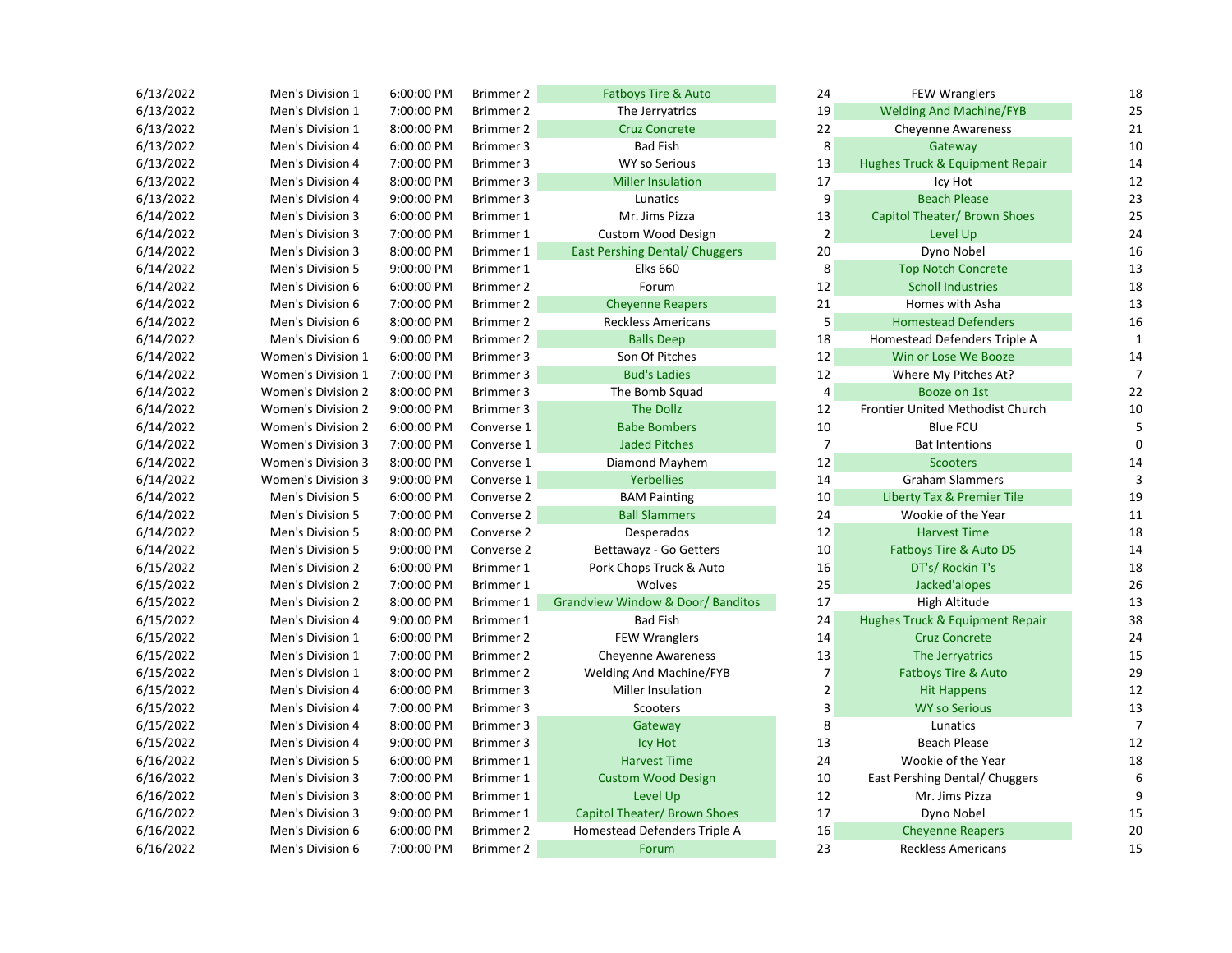| | | | | | | | |
|---|---|---|---|---|---|---|---|
| 6/13/2022 | Men's Division 1 | 6:00:00 PM | Brimmer 2 | Fatboys Tire & Auto | 24 | FEW Wranglers | 18 |
| 6/13/2022 | Men's Division 1 | 7:00:00 PM | Brimmer 2 | The Jerryatrics | 19 | Welding And Machine/FYB | 25 |
| 6/13/2022 | Men's Division 1 | 8:00:00 PM | Brimmer 2 | Cruz Concrete | 22 | Cheyenne Awareness | 21 |
| 6/13/2022 | Men's Division 4 | 6:00:00 PM | Brimmer 3 | Bad Fish | 8 | Gateway | 10 |
| 6/13/2022 | Men's Division 4 | 7:00:00 PM | Brimmer 3 | WY so Serious | 13 | Hughes Truck & Equipment Repair | 14 |
| 6/13/2022 | Men's Division 4 | 8:00:00 PM | Brimmer 3 | Miller Insulation | 17 | Icy Hot | 12 |
| 6/13/2022 | Men's Division 4 | 9:00:00 PM | Brimmer 3 | Lunatics | 9 | Beach Please | 23 |
| 6/14/2022 | Men's Division 3 | 6:00:00 PM | Brimmer 1 | Mr. Jims Pizza | 13 | Capitol Theater/ Brown Shoes | 25 |
| 6/14/2022 | Men's Division 3 | 7:00:00 PM | Brimmer 1 | Custom Wood Design | 2 | Level Up | 24 |
| 6/14/2022 | Men's Division 3 | 8:00:00 PM | Brimmer 1 | East Pershing Dental/ Chuggers | 20 | Dyno Nobel | 16 |
| 6/14/2022 | Men's Division 5 | 9:00:00 PM | Brimmer 1 | Elks 660 | 8 | Top Notch Concrete | 13 |
| 6/14/2022 | Men's Division 6 | 6:00:00 PM | Brimmer 2 | Forum | 12 | Scholl Industries | 18 |
| 6/14/2022 | Men's Division 6 | 7:00:00 PM | Brimmer 2 | Cheyenne Reapers | 21 | Homes with Asha | 13 |
| 6/14/2022 | Men's Division 6 | 8:00:00 PM | Brimmer 2 | Reckless Americans | 5 | Homestead Defenders | 16 |
| 6/14/2022 | Men's Division 6 | 9:00:00 PM | Brimmer 2 | Balls Deep | 18 | Homestead Defenders Triple A | 1 |
| 6/14/2022 | Women's Division 1 | 6:00:00 PM | Brimmer 3 | Son Of Pitches | 12 | Win or Lose We Booze | 14 |
| 6/14/2022 | Women's Division 1 | 7:00:00 PM | Brimmer 3 | Bud's Ladies | 12 | Where My Pitches At? | 7 |
| 6/14/2022 | Women's Division 2 | 8:00:00 PM | Brimmer 3 | The Bomb Squad | 4 | Booze on 1st | 22 |
| 6/14/2022 | Women's Division 2 | 9:00:00 PM | Brimmer 3 | The Dollz | 12 | Frontier United Methodist Church | 10 |
| 6/14/2022 | Women's Division 2 | 6:00:00 PM | Converse 1 | Babe Bombers | 10 | Blue FCU | 5 |
| 6/14/2022 | Women's Division 3 | 7:00:00 PM | Converse 1 | Jaded Pitches | 7 | Bat Intentions | 0 |
| 6/14/2022 | Women's Division 3 | 8:00:00 PM | Converse 1 | Diamond Mayhem | 12 | Scooters | 14 |
| 6/14/2022 | Women's Division 3 | 9:00:00 PM | Converse 1 | Yerbellies | 14 | Graham Slammers | 3 |
| 6/14/2022 | Men's Division 5 | 6:00:00 PM | Converse 2 | BAM Painting | 10 | Liberty Tax & Premier Tile | 19 |
| 6/14/2022 | Men's Division 5 | 7:00:00 PM | Converse 2 | Ball Slammers | 24 | Wookie of the Year | 11 |
| 6/14/2022 | Men's Division 5 | 8:00:00 PM | Converse 2 | Desperados | 12 | Harvest Time | 18 |
| 6/14/2022 | Men's Division 5 | 9:00:00 PM | Converse 2 | Bettawayz - Go Getters | 10 | Fatboys Tire & Auto D5 | 14 |
| 6/15/2022 | Men's Division 2 | 6:00:00 PM | Brimmer 1 | Pork Chops Truck & Auto | 16 | DT's/ Rockin T's | 18 |
| 6/15/2022 | Men's Division 2 | 7:00:00 PM | Brimmer 1 | Wolves | 25 | Jacked'alopes | 26 |
| 6/15/2022 | Men's Division 2 | 8:00:00 PM | Brimmer 1 | Grandview Window & Door/ Banditos | 17 | High Altitude | 13 |
| 6/15/2022 | Men's Division 4 | 9:00:00 PM | Brimmer 1 | Bad Fish | 24 | Hughes Truck & Equipment Repair | 38 |
| 6/15/2022 | Men's Division 1 | 6:00:00 PM | Brimmer 2 | FEW Wranglers | 14 | Cruz Concrete | 24 |
| 6/15/2022 | Men's Division 1 | 7:00:00 PM | Brimmer 2 | Cheyenne Awareness | 13 | The Jerryatrics | 15 |
| 6/15/2022 | Men's Division 1 | 8:00:00 PM | Brimmer 2 | Welding And Machine/FYB | 7 | Fatboys Tire & Auto | 29 |
| 6/15/2022 | Men's Division 4 | 6:00:00 PM | Brimmer 3 | Miller Insulation | 2 | Hit Happens | 12 |
| 6/15/2022 | Men's Division 4 | 7:00:00 PM | Brimmer 3 | Scooters | 3 | WY so Serious | 13 |
| 6/15/2022 | Men's Division 4 | 8:00:00 PM | Brimmer 3 | Gateway | 8 | Lunatics | 7 |
| 6/15/2022 | Men's Division 4 | 9:00:00 PM | Brimmer 3 | Icy Hot | 13 | Beach Please | 12 |
| 6/16/2022 | Men's Division 5 | 6:00:00 PM | Brimmer 1 | Harvest Time | 24 | Wookie of the Year | 18 |
| 6/16/2022 | Men's Division 3 | 7:00:00 PM | Brimmer 1 | Custom Wood Design | 10 | East Pershing Dental/ Chuggers | 6 |
| 6/16/2022 | Men's Division 3 | 8:00:00 PM | Brimmer 1 | Level Up | 12 | Mr. Jims Pizza | 9 |
| 6/16/2022 | Men's Division 3 | 9:00:00 PM | Brimmer 1 | Capitol Theater/ Brown Shoes | 17 | Dyno Nobel | 15 |
| 6/16/2022 | Men's Division 6 | 6:00:00 PM | Brimmer 2 | Homestead Defenders Triple A | 16 | Cheyenne Reapers | 20 |
| 6/16/2022 | Men's Division 6 | 7:00:00 PM | Brimmer 2 | Forum | 23 | Reckless Americans | 15 |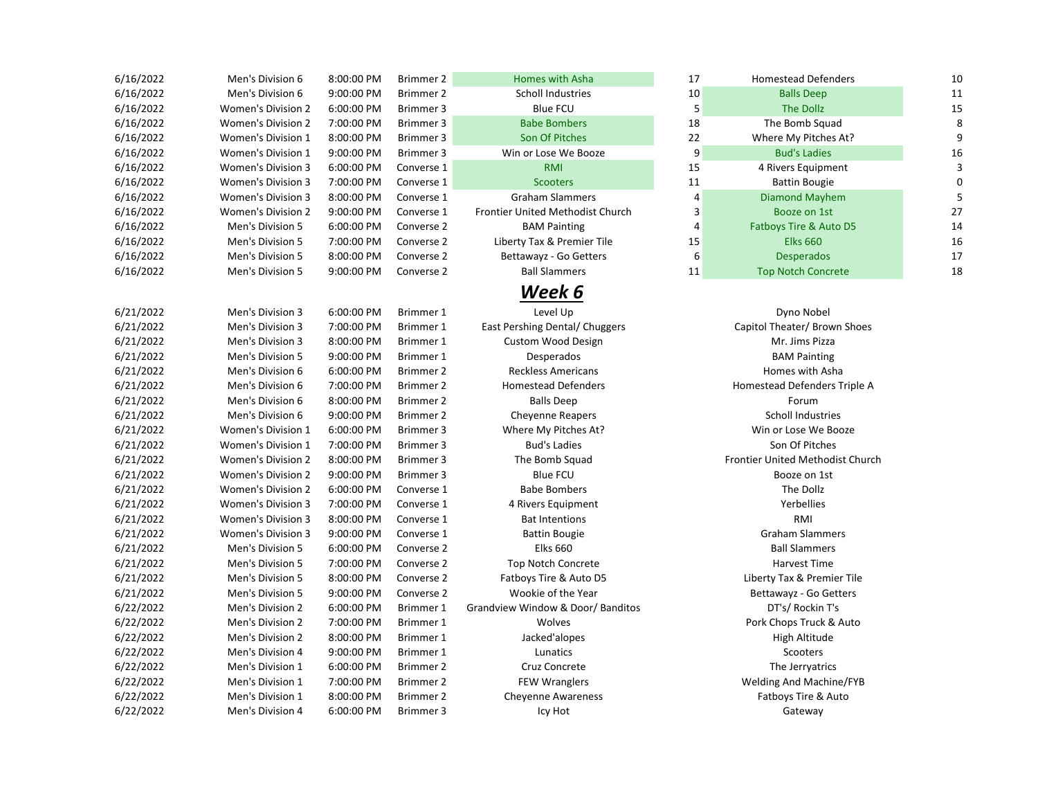| | | | | | | | |
|---|---|---|---|---|---|---|---|
| 6/16/2022 | Men's Division 6 | 8:00:00 PM | Brimmer 2 | Homes with Asha | 17 | Homestead Defenders | 10 |
| 6/16/2022 | Men's Division 6 | 9:00:00 PM | Brimmer 2 | Scholl Industries | 10 | Balls Deep | 11 |
| 6/16/2022 | Women's Division 2 | 6:00:00 PM | Brimmer 3 | Blue FCU | 5 | The Dollz | 15 |
| 6/16/2022 | Women's Division 2 | 7:00:00 PM | Brimmer 3 | Babe Bombers | 18 | The Bomb Squad | 8 |
| 6/16/2022 | Women's Division 1 | 8:00:00 PM | Brimmer 3 | Son Of Pitches | 22 | Where My Pitches At? | 9 |
| 6/16/2022 | Women's Division 1 | 9:00:00 PM | Brimmer 3 | Win or Lose We Booze | 9 | Bud's Ladies | 16 |
| 6/16/2022 | Women's Division 3 | 6:00:00 PM | Converse 1 | RMI | 15 | 4 Rivers Equipment | 3 |
| 6/16/2022 | Women's Division 3 | 7:00:00 PM | Converse 1 | Scooters | 11 | Battin Bougie | 0 |
| 6/16/2022 | Women's Division 3 | 8:00:00 PM | Converse 1 | Graham Slammers | 4 | Diamond Mayhem | 5 |
| 6/16/2022 | Women's Division 2 | 9:00:00 PM | Converse 1 | Frontier United Methodist Church | 3 | Booze on 1st | 27 |
| 6/16/2022 | Men's Division 5 | 6:00:00 PM | Converse 2 | BAM Painting | 4 | Fatboys Tire & Auto D5 | 14 |
| 6/16/2022 | Men's Division 5 | 7:00:00 PM | Converse 2 | Liberty Tax & Premier Tile | 15 | Elks 660 | 16 |
| 6/16/2022 | Men's Division 5 | 8:00:00 PM | Converse 2 | Bettawayz - Go Getters | 6 | Desperados | 17 |
| 6/16/2022 | Men's Division 5 | 9:00:00 PM | Converse 2 | Ball Slammers | 11 | Top Notch Concrete | 18 |

## ***Week 6***

| | | | | | | | |
|---|---|---|---|---|---|---|---|
| 6/21/2022 | Men's Division 3 | 6:00:00 PM | Brimmer 1 | Level Up | | Dyno Nobel | |
| 6/21/2022 | Men's Division 3 | 7:00:00 PM | Brimmer 1 | East Pershing Dental/ Chuggers | | Capitol Theater/ Brown Shoes | |
| 6/21/2022 | Men's Division 3 | 8:00:00 PM | Brimmer 1 | Custom Wood Design | | Mr. Jims Pizza | |
| 6/21/2022 | Men's Division 5 | 9:00:00 PM | Brimmer 1 | Desperados | | BAM Painting | |
| 6/21/2022 | Men's Division 6 | 6:00:00 PM | Brimmer 2 | Reckless Americans | | Homes with Asha | |
| 6/21/2022 | Men's Division 6 | 7:00:00 PM | Brimmer 2 | Homestead Defenders | | Homestead Defenders Triple A | |
| 6/21/2022 | Men's Division 6 | 8:00:00 PM | Brimmer 2 | Balls Deep | | Forum | |
| 6/21/2022 | Men's Division 6 | 9:00:00 PM | Brimmer 2 | Cheyenne Reapers | | Scholl Industries | |
| 6/21/2022 | Women's Division 1 | 6:00:00 PM | Brimmer 3 | Where My Pitches At? | | Win or Lose We Booze | |
| 6/21/2022 | Women's Division 1 | 7:00:00 PM | Brimmer 3 | Bud's Ladies | | Son Of Pitches | |
| 6/21/2022 | Women's Division 2 | 8:00:00 PM | Brimmer 3 | The Bomb Squad | | Frontier United Methodist Church | |
| 6/21/2022 | Women's Division 2 | 9:00:00 PM | Brimmer 3 | Blue FCU | | Booze on 1st | |
| 6/21/2022 | Women's Division 2 | 6:00:00 PM | Converse 1 | Babe Bombers | | The Dollz | |
| 6/21/2022 | Women's Division 3 | 7:00:00 PM | Converse 1 | 4 Rivers Equipment | | Yerbellies | |
| 6/21/2022 | Women's Division 3 | 8:00:00 PM | Converse 1 | Bat Intentions | | RMI | |
| 6/21/2022 | Women's Division 3 | 9:00:00 PM | Converse 1 | Battin Bougie | | Graham Slammers | |
| 6/21/2022 | Men's Division 5 | 6:00:00 PM | Converse 2 | Elks 660 | | Ball Slammers | |
| 6/21/2022 | Men's Division 5 | 7:00:00 PM | Converse 2 | Top Notch Concrete | | Harvest Time | |
| 6/21/2022 | Men's Division 5 | 8:00:00 PM | Converse 2 | Fatboys Tire & Auto D5 | | Liberty Tax & Premier Tile | |
| 6/21/2022 | Men's Division 5 | 9:00:00 PM | Converse 2 | Wookie of the Year | | Bettawayz - Go Getters | |
| 6/22/2022 | Men's Division 2 | 6:00:00 PM | Brimmer 1 | Grandview Window & Door/ Banditos | | DT's/ Rockin T's | |
| 6/22/2022 | Men's Division 2 | 7:00:00 PM | Brimmer 1 | Wolves | | Pork Chops Truck & Auto | |
| 6/22/2022 | Men's Division 2 | 8:00:00 PM | Brimmer 1 | Jacked'alopes | | High Altitude | |
| 6/22/2022 | Men's Division 4 | 9:00:00 PM | Brimmer 1 | Lunatics | | Scooters | |
| 6/22/2022 | Men's Division 1 | 6:00:00 PM | Brimmer 2 | Cruz Concrete | | The Jerryatrics | |
| 6/22/2022 | Men's Division 1 | 7:00:00 PM | Brimmer 2 | FEW Wranglers | | Welding And Machine/FYB | |
| 6/22/2022 | Men's Division 1 | 8:00:00 PM | Brimmer 2 | Cheyenne Awareness | | Fatboys Tire & Auto | |
| 6/22/2022 | Men's Division 4 | 6:00:00 PM | Brimmer 3 | Icy Hot | | Gateway | |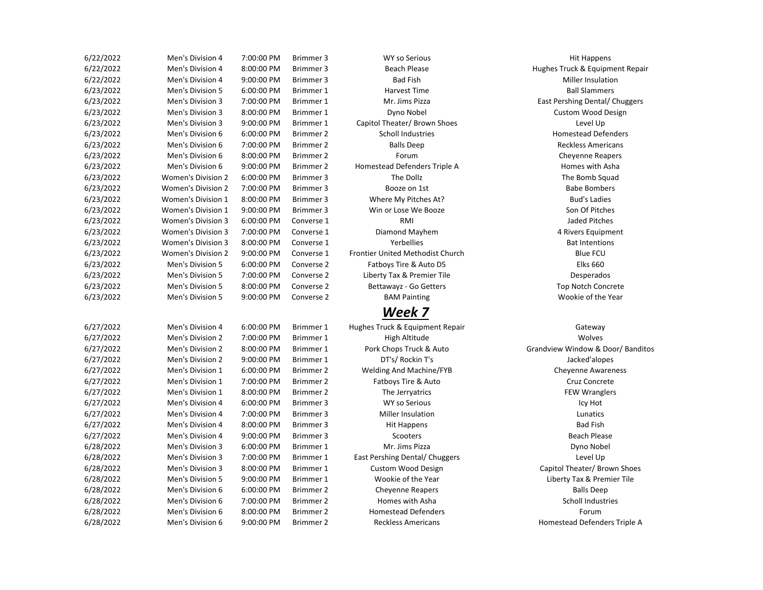| | | | | | |
|---|---|---|---|---|---|
| 6/22/2022 | Men's Division 4 | 7:00:00 PM | Brimmer 3 | WY so Serious | Hit Happens |
| 6/22/2022 | Men's Division 4 | 8:00:00 PM | Brimmer 3 | Beach Please | Hughes Truck & Equipment Repair |
| 6/22/2022 | Men's Division 4 | 9:00:00 PM | Brimmer 3 | Bad Fish | Miller Insulation |
| 6/23/2022 | Men's Division 5 | 6:00:00 PM | Brimmer 1 | Harvest Time | Ball Slammers |
| 6/23/2022 | Men's Division 3 | 7:00:00 PM | Brimmer 1 | Mr. Jims Pizza | East Pershing Dental/ Chuggers |
| 6/23/2022 | Men's Division 3 | 8:00:00 PM | Brimmer 1 | Dyno Nobel | Custom Wood Design |
| 6/23/2022 | Men's Division 3 | 9:00:00 PM | Brimmer 1 | Capitol Theater/ Brown Shoes | Level Up |
| 6/23/2022 | Men's Division 6 | 6:00:00 PM | Brimmer 2 | Scholl Industries | Homestead Defenders |
| 6/23/2022 | Men's Division 6 | 7:00:00 PM | Brimmer 2 | Balls Deep | Reckless Americans |
| 6/23/2022 | Men's Division 6 | 8:00:00 PM | Brimmer 2 | Forum | Cheyenne Reapers |
| 6/23/2022 | Men's Division 6 | 9:00:00 PM | Brimmer 2 | Homestead Defenders Triple A | Homes with Asha |
| 6/23/2022 | Women's Division 2 | 6:00:00 PM | Brimmer 3 | The Dollz | The Bomb Squad |
| 6/23/2022 | Women's Division 2 | 7:00:00 PM | Brimmer 3 | Booze on 1st | Babe Bombers |
| 6/23/2022 | Women's Division 1 | 8:00:00 PM | Brimmer 3 | Where My Pitches At? | Bud's Ladies |
| 6/23/2022 | Women's Division 1 | 9:00:00 PM | Brimmer 3 | Win or Lose We Booze | Son Of Pitches |
| 6/23/2022 | Women's Division 3 | 6:00:00 PM | Converse 1 | RMI | Jaded Pitches |
| 6/23/2022 | Women's Division 3 | 7:00:00 PM | Converse 1 | Diamond Mayhem | 4 Rivers Equipment |
| 6/23/2022 | Women's Division 3 | 8:00:00 PM | Converse 1 | Yerbellies | Bat Intentions |
| 6/23/2022 | Women's Division 2 | 9:00:00 PM | Converse 1 | Frontier United Methodist Church | Blue FCU |
| 6/23/2022 | Men's Division 5 | 6:00:00 PM | Converse 2 | Fatboys Tire & Auto D5 | Elks 660 |
| 6/23/2022 | Men's Division 5 | 7:00:00 PM | Converse 2 | Liberty Tax & Premier Tile | Desperados |
| 6/23/2022 | Men's Division 5 | 8:00:00 PM | Converse 2 | Bettawayz - Go Getters | Top Notch Concrete |
| 6/23/2022 | Men's Division 5 | 9:00:00 PM | Converse 2 | BAM Painting | Wookie of the Year |

## ***Week 7***

| | | | | | |
|---|---|---|---|---|---|
| 6/27/2022 | Men's Division 4 | 6:00:00 PM | Brimmer 1 | Hughes Truck & Equipment Repair | Gateway |
| 6/27/2022 | Men's Division 2 | 7:00:00 PM | Brimmer 1 | High Altitude | Wolves |
| 6/27/2022 | Men's Division 2 | 8:00:00 PM | Brimmer 1 | Pork Chops Truck & Auto | Grandview Window & Door/ Banditos |
| 6/27/2022 | Men's Division 2 | 9:00:00 PM | Brimmer 1 | DT's/ Rockin T's | Jacked'alopes |
| 6/27/2022 | Men's Division 1 | 6:00:00 PM | Brimmer 2 | Welding And Machine/FYB | Cheyenne Awareness |
| 6/27/2022 | Men's Division 1 | 7:00:00 PM | Brimmer 2 | Fatboys Tire & Auto | Cruz Concrete |
| 6/27/2022 | Men's Division 1 | 8:00:00 PM | Brimmer 2 | The Jerryatrics | FEW Wranglers |
| 6/27/2022 | Men's Division 4 | 6:00:00 PM | Brimmer 3 | WY so Serious | Icy Hot |
| 6/27/2022 | Men's Division 4 | 7:00:00 PM | Brimmer 3 | Miller Insulation | Lunatics |
| 6/27/2022 | Men's Division 4 | 8:00:00 PM | Brimmer 3 | Hit Happens | Bad Fish |
| 6/27/2022 | Men's Division 4 | 9:00:00 PM | Brimmer 3 | Scooters | Beach Please |
| 6/28/2022 | Men's Division 3 | 6:00:00 PM | Brimmer 1 | Mr. Jims Pizza | Dyno Nobel |
| 6/28/2022 | Men's Division 3 | 7:00:00 PM | Brimmer 1 | East Pershing Dental/ Chuggers | Level Up |
| 6/28/2022 | Men's Division 3 | 8:00:00 PM | Brimmer 1 | Custom Wood Design | Capitol Theater/ Brown Shoes |
| 6/28/2022 | Men's Division 5 | 9:00:00 PM | Brimmer 1 | Wookie of the Year | Liberty Tax & Premier Tile |
| 6/28/2022 | Men's Division 6 | 6:00:00 PM | Brimmer 2 | Cheyenne Reapers | Balls Deep |
| 6/28/2022 | Men's Division 6 | 7:00:00 PM | Brimmer 2 | Homes with Asha | Scholl Industries |
| 6/28/2022 | Men's Division 6 | 8:00:00 PM | Brimmer 2 | Homestead Defenders | Forum |
| 6/28/2022 | Men's Division 6 | 9:00:00 PM | Brimmer 2 | Reckless Americans | Homestead Defenders Triple A |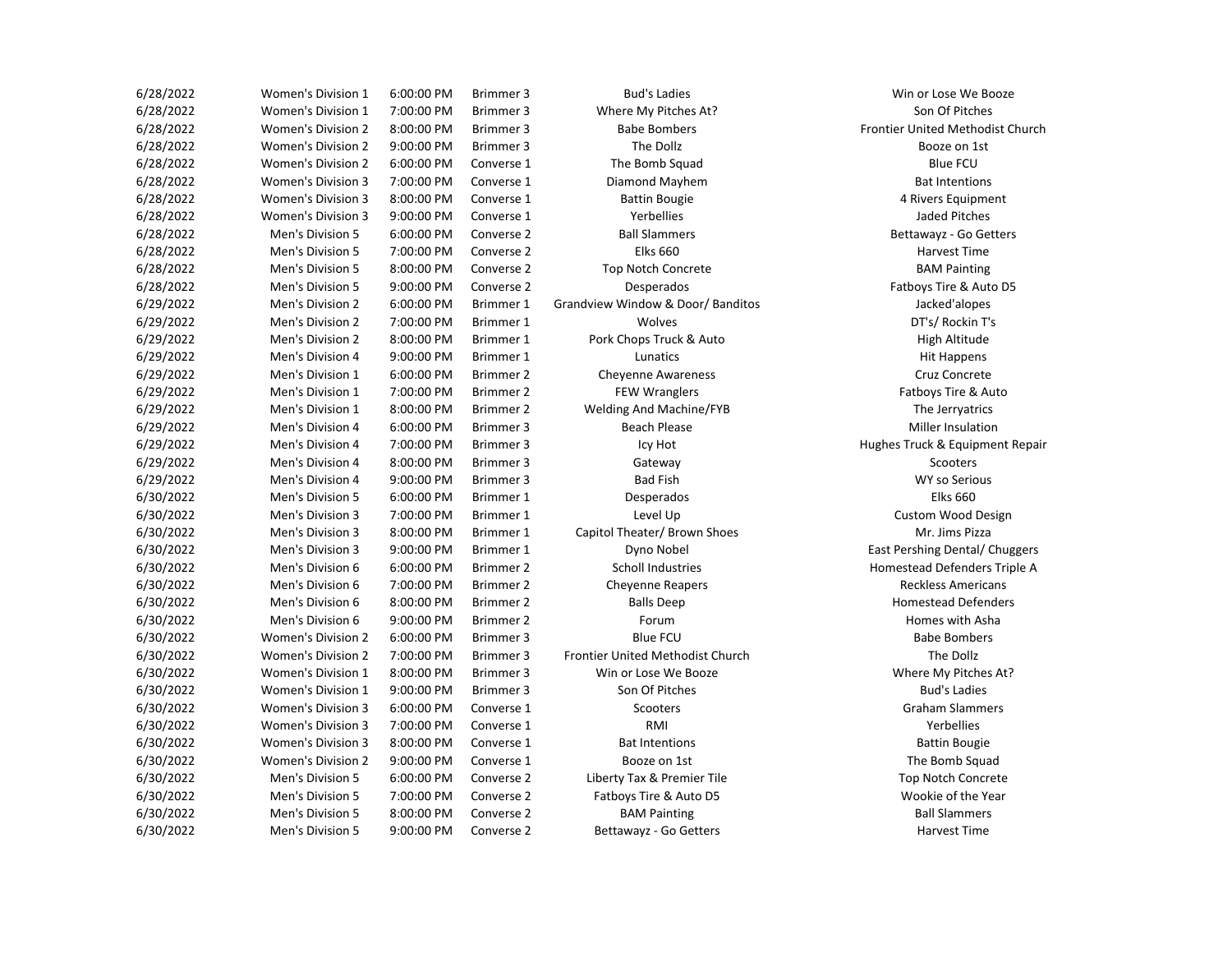| | | | | | |
|---|---|---|---|---|---|
| 6/28/2022 | Women's Division 1 | 6:00:00 PM | Brimmer 3 | Bud's Ladies | Win or Lose We Booze |
| 6/28/2022 | Women's Division 1 | 7:00:00 PM | Brimmer 3 | Where My Pitches At? | Son Of Pitches |
| 6/28/2022 | Women's Division 2 | 8:00:00 PM | Brimmer 3 | Babe Bombers | Frontier United Methodist Church |
| 6/28/2022 | Women's Division 2 | 9:00:00 PM | Brimmer 3 | The Dollz | Booze on 1st |
| 6/28/2022 | Women's Division 2 | 6:00:00 PM | Converse 1 | The Bomb Squad | Blue FCU |
| 6/28/2022 | Women's Division 3 | 7:00:00 PM | Converse 1 | Diamond Mayhem | Bat Intentions |
| 6/28/2022 | Women's Division 3 | 8:00:00 PM | Converse 1 | Battin Bougie | 4 Rivers Equipment |
| 6/28/2022 | Women's Division 3 | 9:00:00 PM | Converse 1 | Yerbellies | Jaded Pitches |
| 6/28/2022 | Men's Division 5 | 6:00:00 PM | Converse 2 | Ball Slammers | Bettawayz - Go Getters |
| 6/28/2022 | Men's Division 5 | 7:00:00 PM | Converse 2 | Elks 660 | Harvest Time |
| 6/28/2022 | Men's Division 5 | 8:00:00 PM | Converse 2 | Top Notch Concrete | BAM Painting |
| 6/28/2022 | Men's Division 5 | 9:00:00 PM | Converse 2 | Desperados | Fatboys Tire & Auto D5 |
| 6/29/2022 | Men's Division 2 | 6:00:00 PM | Brimmer 1 | Grandview Window & Door/ Banditos | Jacked'alopes |
| 6/29/2022 | Men's Division 2 | 7:00:00 PM | Brimmer 1 | Wolves | DT's/ Rockin T's |
| 6/29/2022 | Men's Division 2 | 8:00:00 PM | Brimmer 1 | Pork Chops Truck & Auto | High Altitude |
| 6/29/2022 | Men's Division 4 | 9:00:00 PM | Brimmer 1 | Lunatics | Hit Happens |
| 6/29/2022 | Men's Division 1 | 6:00:00 PM | Brimmer 2 | Cheyenne Awareness | Cruz Concrete |
| 6/29/2022 | Men's Division 1 | 7:00:00 PM | Brimmer 2 | FEW Wranglers | Fatboys Tire & Auto |
| 6/29/2022 | Men's Division 1 | 8:00:00 PM | Brimmer 2 | Welding And Machine/FYB | The Jerryatrics |
| 6/29/2022 | Men's Division 4 | 6:00:00 PM | Brimmer 3 | Beach Please | Miller Insulation |
| 6/29/2022 | Men's Division 4 | 7:00:00 PM | Brimmer 3 | Icy Hot | Hughes Truck & Equipment Repair |
| 6/29/2022 | Men's Division 4 | 8:00:00 PM | Brimmer 3 | Gateway | Scooters |
| 6/29/2022 | Men's Division 4 | 9:00:00 PM | Brimmer 3 | Bad Fish | WY so Serious |
| 6/30/2022 | Men's Division 5 | 6:00:00 PM | Brimmer 1 | Desperados | Elks 660 |
| 6/30/2022 | Men's Division 3 | 7:00:00 PM | Brimmer 1 | Level Up | Custom Wood Design |
| 6/30/2022 | Men's Division 3 | 8:00:00 PM | Brimmer 1 | Capitol Theater/ Brown Shoes | Mr. Jims Pizza |
| 6/30/2022 | Men's Division 3 | 9:00:00 PM | Brimmer 1 | Dyno Nobel | East Pershing Dental/ Chuggers |
| 6/30/2022 | Men's Division 6 | 6:00:00 PM | Brimmer 2 | Scholl Industries | Homestead Defenders Triple A |
| 6/30/2022 | Men's Division 6 | 7:00:00 PM | Brimmer 2 | Cheyenne Reapers | Reckless Americans |
| 6/30/2022 | Men's Division 6 | 8:00:00 PM | Brimmer 2 | Balls Deep | Homestead Defenders |
| 6/30/2022 | Men's Division 6 | 9:00:00 PM | Brimmer 2 | Forum | Homes with Asha |
| 6/30/2022 | Women's Division 2 | 6:00:00 PM | Brimmer 3 | Blue FCU | Babe Bombers |
| 6/30/2022 | Women's Division 2 | 7:00:00 PM | Brimmer 3 | Frontier United Methodist Church | The Dollz |
| 6/30/2022 | Women's Division 1 | 8:00:00 PM | Brimmer 3 | Win or Lose We Booze | Where My Pitches At? |
| 6/30/2022 | Women's Division 1 | 9:00:00 PM | Brimmer 3 | Son Of Pitches | Bud's Ladies |
| 6/30/2022 | Women's Division 3 | 6:00:00 PM | Converse 1 | Scooters | Graham Slammers |
| 6/30/2022 | Women's Division 3 | 7:00:00 PM | Converse 1 | RMI | Yerbellies |
| 6/30/2022 | Women's Division 3 | 8:00:00 PM | Converse 1 | Bat Intentions | Battin Bougie |
| 6/30/2022 | Women's Division 2 | 9:00:00 PM | Converse 1 | Booze on 1st | The Bomb Squad |
| 6/30/2022 | Men's Division 5 | 6:00:00 PM | Converse 2 | Liberty Tax & Premier Tile | Top Notch Concrete |
| 6/30/2022 | Men's Division 5 | 7:00:00 PM | Converse 2 | Fatboys Tire & Auto D5 | Wookie of the Year |
| 6/30/2022 | Men's Division 5 | 8:00:00 PM | Converse 2 | BAM Painting | Ball Slammers |
| 6/30/2022 | Men's Division 5 | 9:00:00 PM | Converse 2 | Bettawayz - Go Getters | Harvest Time |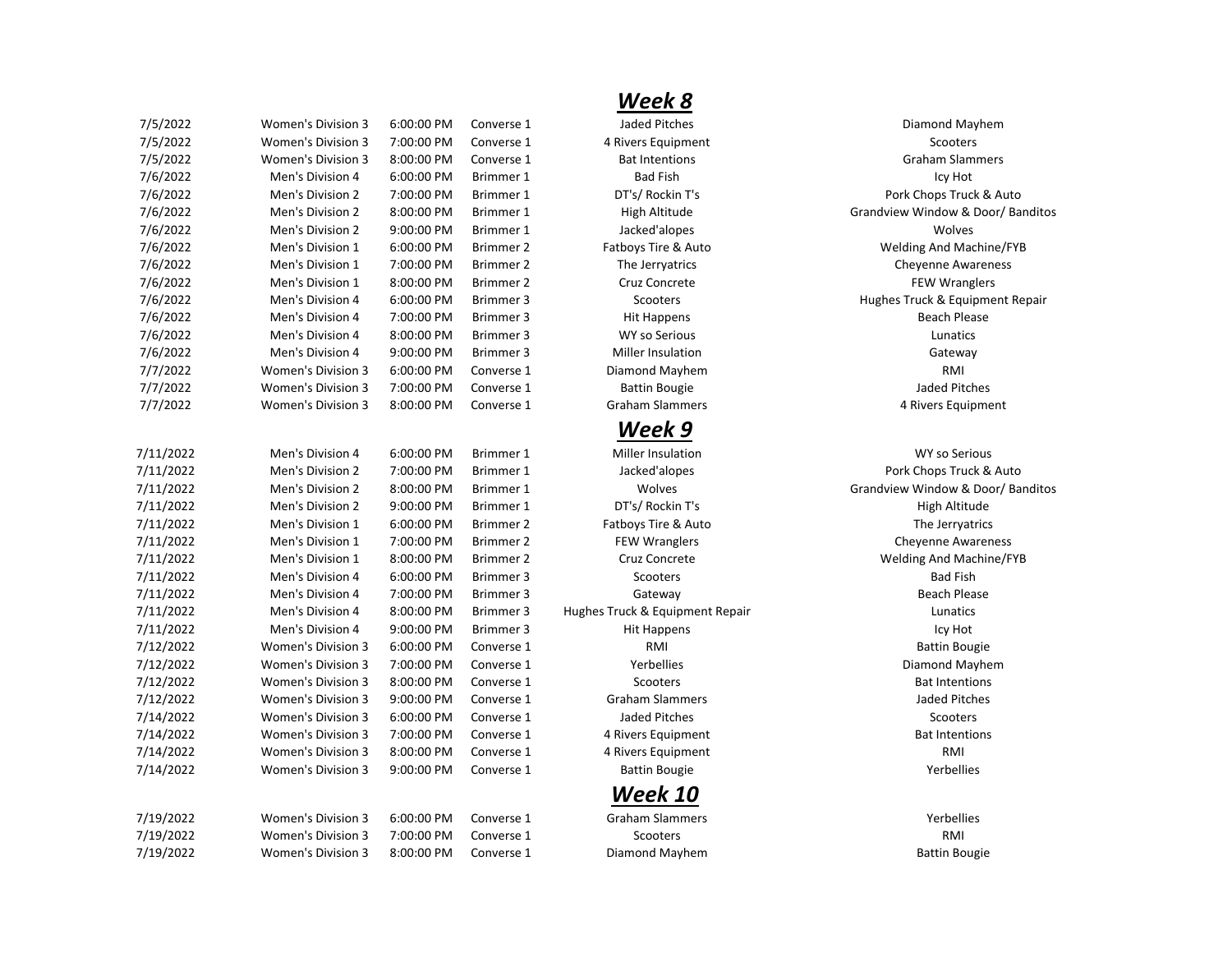## ***Week 8***

| | | | | | |
|---|---|---|---|---|---|
| 7/5/2022 | Women's Division 3 | 6:00:00 PM | Converse 1 | Jaded Pitches | Diamond Mayhem |
| 7/5/2022 | Women's Division 3 | 7:00:00 PM | Converse 1 | 4 Rivers Equipment | Scooters |
| 7/5/2022 | Women's Division 3 | 8:00:00 PM | Converse 1 | Bat Intentions | Graham Slammers |
| 7/6/2022 | Men's Division 4 | 6:00:00 PM | Brimmer 1 | Bad Fish | Icy Hot |
| 7/6/2022 | Men's Division 2 | 7:00:00 PM | Brimmer 1 | DT's/ Rockin T's | Pork Chops Truck & Auto |
| 7/6/2022 | Men's Division 2 | 8:00:00 PM | Brimmer 1 | High Altitude | Grandview Window & Door/ Banditos |
| 7/6/2022 | Men's Division 2 | 9:00:00 PM | Brimmer 1 | Jacked'alopes | Wolves |
| 7/6/2022 | Men's Division 1 | 6:00:00 PM | Brimmer 2 | Fatboys Tire & Auto | Welding And Machine/FYB |
| 7/6/2022 | Men's Division 1 | 7:00:00 PM | Brimmer 2 | The Jerryatrics | Cheyenne Awareness |
| 7/6/2022 | Men's Division 1 | 8:00:00 PM | Brimmer 2 | Cruz Concrete | FEW Wranglers |
| 7/6/2022 | Men's Division 4 | 6:00:00 PM | Brimmer 3 | Scooters | Hughes Truck & Equipment Repair |
| 7/6/2022 | Men's Division 4 | 7:00:00 PM | Brimmer 3 | Hit Happens | Beach Please |
| 7/6/2022 | Men's Division 4 | 8:00:00 PM | Brimmer 3 | WY so Serious | Lunatics |
| 7/6/2022 | Men's Division 4 | 9:00:00 PM | Brimmer 3 | Miller Insulation | Gateway |
| 7/7/2022 | Women's Division 3 | 6:00:00 PM | Converse 1 | Diamond Mayhem | RMI |
| 7/7/2022 | Women's Division 3 | 7:00:00 PM | Converse 1 | Battin Bougie | Jaded Pitches |
| 7/7/2022 | Women's Division 3 | 8:00:00 PM | Converse 1 | Graham Slammers | 4 Rivers Equipment |

## ***Week 9***

| | | | | | |
|---|---|---|---|---|---|
| 7/11/2022 | Men's Division 4 | 6:00:00 PM | Brimmer 1 | Miller Insulation | WY so Serious |
| 7/11/2022 | Men's Division 2 | 7:00:00 PM | Brimmer 1 | Jacked'alopes | Pork Chops Truck & Auto |
| 7/11/2022 | Men's Division 2 | 8:00:00 PM | Brimmer 1 | Wolves | Grandview Window & Door/ Banditos |
| 7/11/2022 | Men's Division 2 | 9:00:00 PM | Brimmer 1 | DT's/ Rockin T's | High Altitude |
| 7/11/2022 | Men's Division 1 | 6:00:00 PM | Brimmer 2 | Fatboys Tire & Auto | The Jerryatrics |
| 7/11/2022 | Men's Division 1 | 7:00:00 PM | Brimmer 2 | FEW Wranglers | Cheyenne Awareness |
| 7/11/2022 | Men's Division 1 | 8:00:00 PM | Brimmer 2 | Cruz Concrete | Welding And Machine/FYB |
| 7/11/2022 | Men's Division 4 | 6:00:00 PM | Brimmer 3 | Scooters | Bad Fish |
| 7/11/2022 | Men's Division 4 | 7:00:00 PM | Brimmer 3 | Gateway | Beach Please |
| 7/11/2022 | Men's Division 4 | 8:00:00 PM | Brimmer 3 | Hughes Truck & Equipment Repair | Lunatics |
| 7/11/2022 | Men's Division 4 | 9:00:00 PM | Brimmer 3 | Hit Happens | Icy Hot |
| 7/12/2022 | Women's Division 3 | 6:00:00 PM | Converse 1 | RMI | Battin Bougie |
| 7/12/2022 | Women's Division 3 | 7:00:00 PM | Converse 1 | Yerbellies | Diamond Mayhem |
| 7/12/2022 | Women's Division 3 | 8:00:00 PM | Converse 1 | Scooters | Bat Intentions |
| 7/12/2022 | Women's Division 3 | 9:00:00 PM | Converse 1 | Graham Slammers | Jaded Pitches |
| 7/14/2022 | Women's Division 3 | 6:00:00 PM | Converse 1 | Jaded Pitches | Scooters |
| 7/14/2022 | Women's Division 3 | 7:00:00 PM | Converse 1 | 4 Rivers Equipment | Bat Intentions |
| 7/14/2022 | Women's Division 3 | 8:00:00 PM | Converse 1 | 4 Rivers Equipment | RMI |
| 7/14/2022 | Women's Division 3 | 9:00:00 PM | Converse 1 | Battin Bougie | Yerbellies |

## ***Week 10***

| | | | | | |
|---|---|---|---|---|---|
| 7/19/2022 | Women's Division 3 | 6:00:00 PM | Converse 1 | Graham Slammers | Yerbellies |
| 7/19/2022 | Women's Division 3 | 7:00:00 PM | Converse 1 | Scooters | RMI |
| 7/19/2022 | Women's Division 3 | 8:00:00 PM | Converse 1 | Diamond Mayhem | Battin Bougie |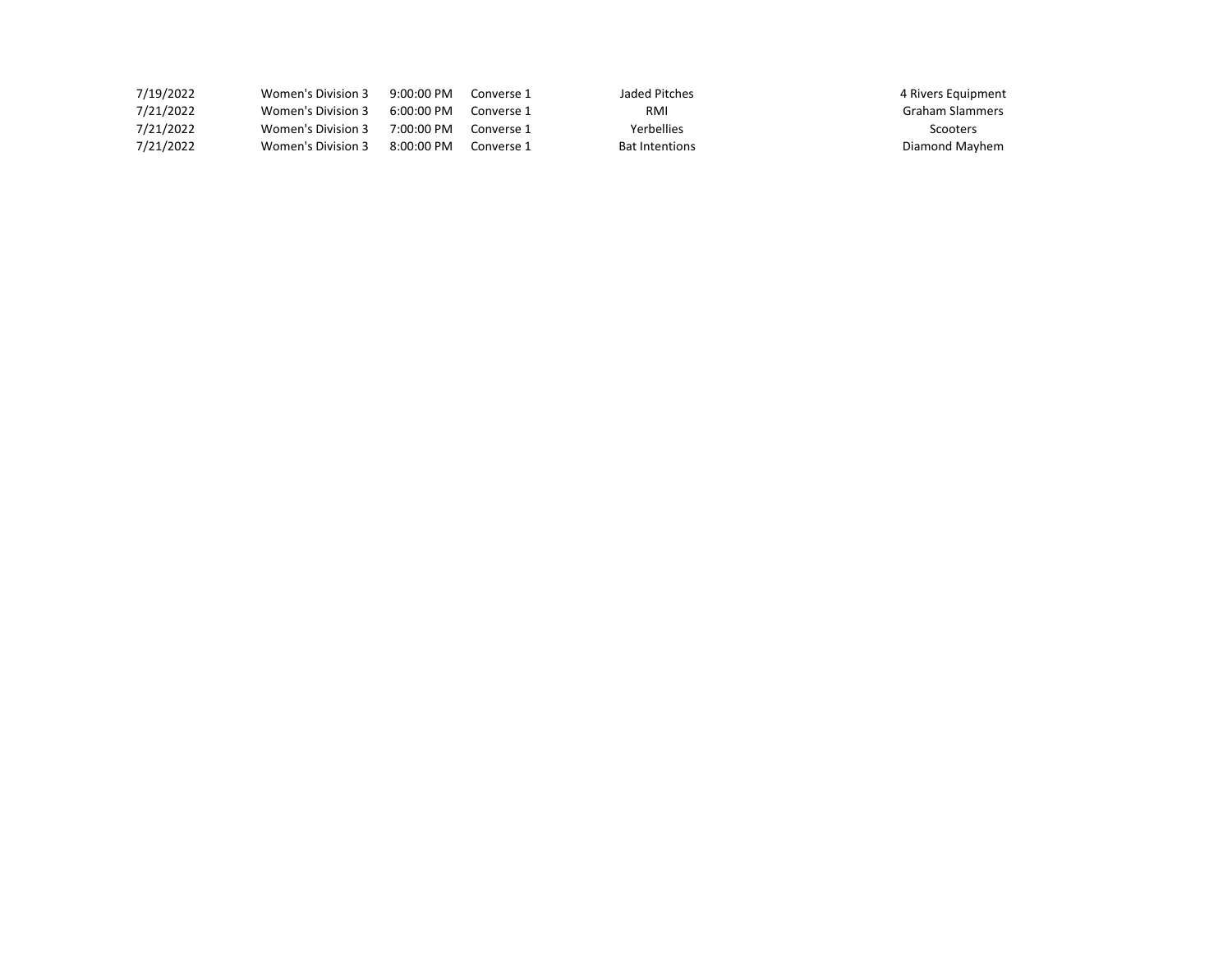| | | | | | |
|---|---|---|---|---|---|
| 7/19/2022 | Women's Division 3 | 9:00:00 PM | Converse 1 | Jaded Pitches | 4 Rivers Equipment |
| 7/21/2022 | Women's Division 3 | 6:00:00 PM | Converse 1 | RMI | Graham Slammers |
| 7/21/2022 | Women's Division 3 | 7:00:00 PM | Converse 1 | Yerbellies | Scooters |
| 7/21/2022 | Women's Division 3 | 8:00:00 PM | Converse 1 | Bat Intentions | Diamond Mayhem |